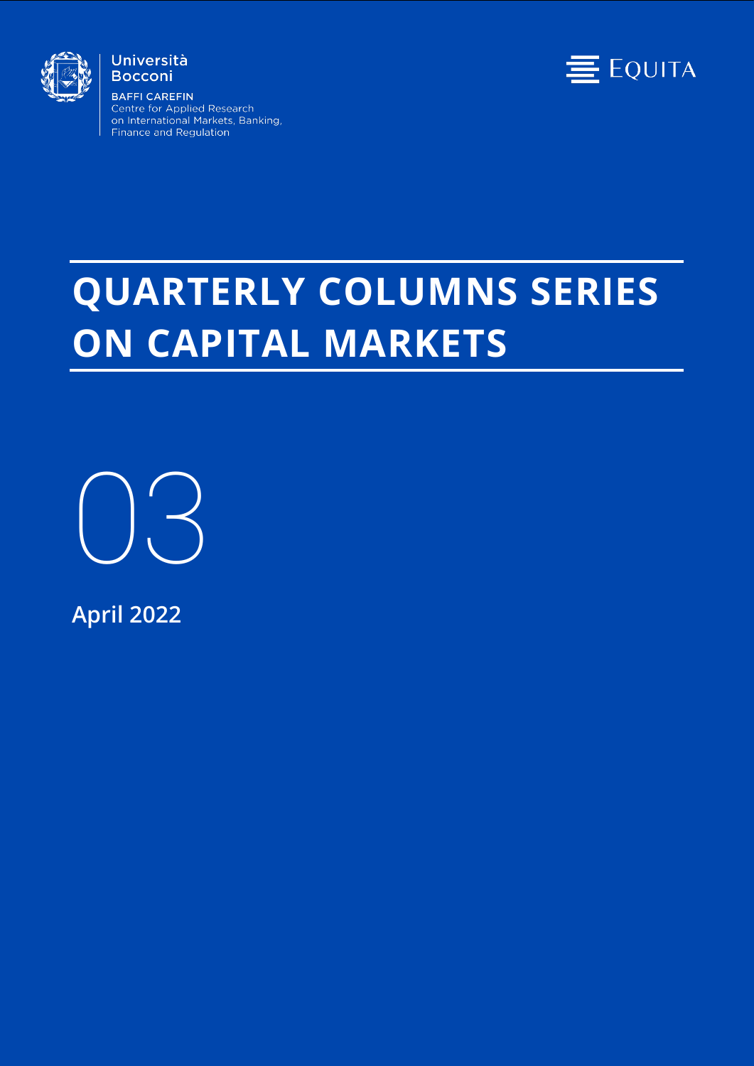Università Bocconi

BAFFI CAREFIN
Centre for Applied Research on International Markets, Banking, Finance and Regulation

EQUITA

# QUARTERLY COLUMNS SERIES ON CAPITAL MARKETS

03

**April 2022**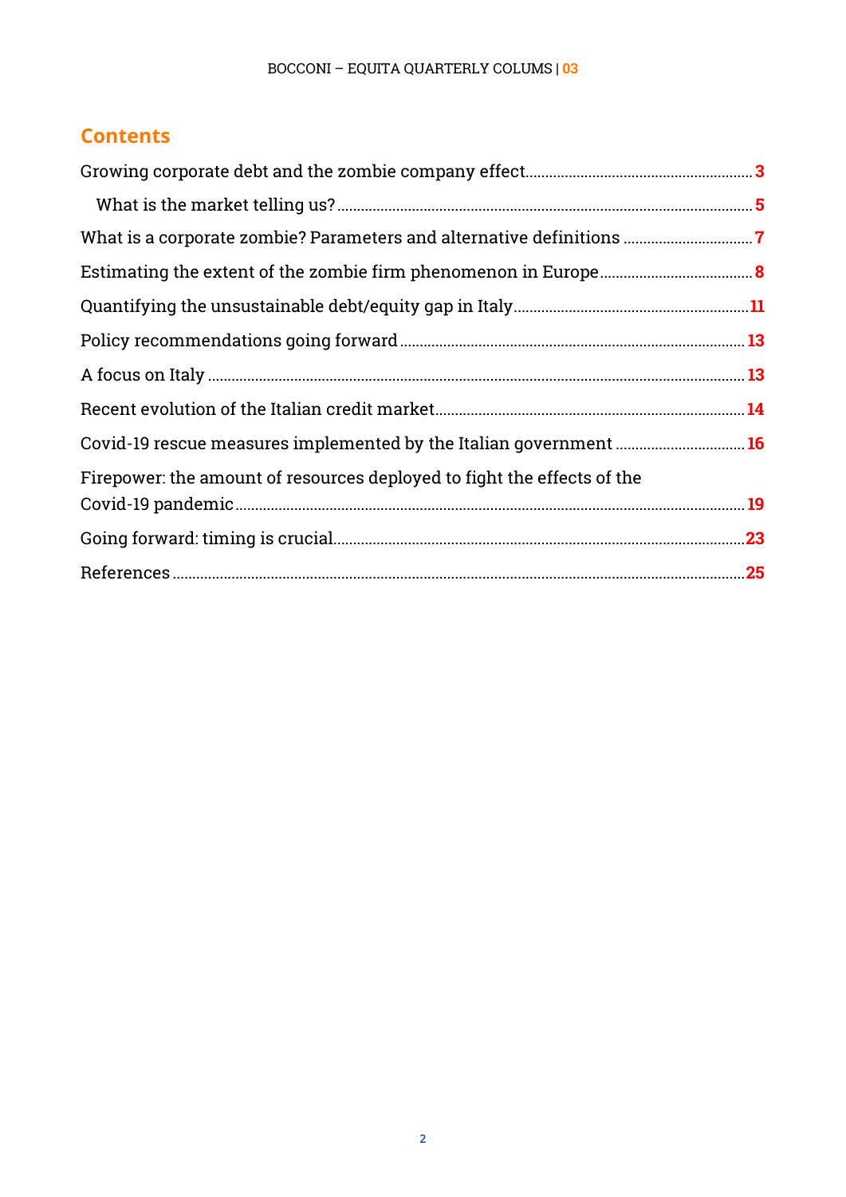## Contents

Growing corporate debt and the zombie company effect ........ 3

- What is the market telling us? ........ 5

What is a corporate zombie? Parameters and alternative definitions ........ 7

Estimating the extent of the zombie firm phenomenon in Europe ........ 8

Quantifying the unsustainable debt/equity gap in Italy ........ 11

Policy recommendations going forward ........ 13

A focus on Italy ........ 13

Recent evolution of the Italian credit market ........ 14

Covid-19 rescue measures implemented by the Italian government ........ 16

Firepower: the amount of resources deployed to fight the effects of the Covid-19 pandemic ........ 19

Going forward: timing is crucial ........ 23

References ........ 25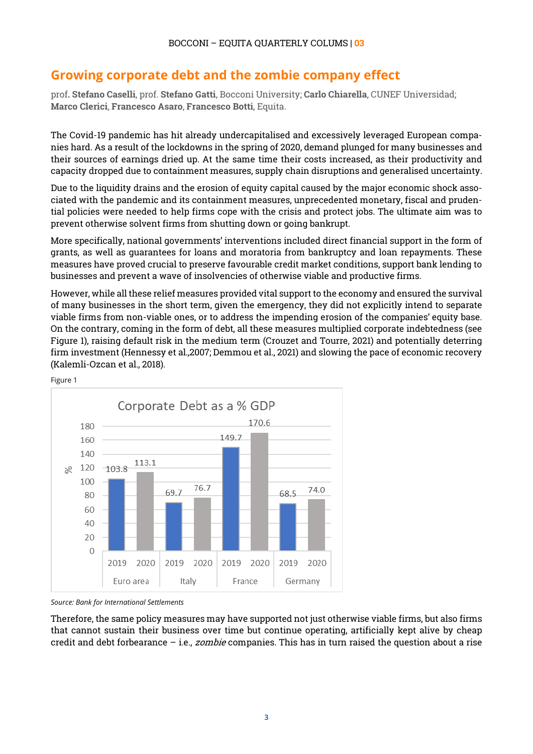# Growing corporate debt and the zombie company effect

prof. **Stefano Caselli**, prof. **Stefano Gatti**, Bocconi University; **Carlo Chiarella**, CUNEF Universidad; **Marco Clerici**, **Francesco Asaro**, **Francesco Botti**, Equita.

The Covid-19 pandemic has hit already undercapitalised and excessively leveraged European companies hard. As a result of the lockdowns in the spring of 2020, demand plunged for many businesses and their sources of earnings dried up. At the same time their costs increased, as their productivity and capacity dropped due to containment measures, supply chain disruptions and generalised uncertainty.

Due to the liquidity drains and the erosion of equity capital caused by the major economic shock associated with the pandemic and its containment measures, unprecedented monetary, fiscal and prudential policies were needed to help firms cope with the crisis and protect jobs. The ultimate aim was to prevent otherwise solvent firms from shutting down or going bankrupt.

More specifically, national governments' interventions included direct financial support in the form of grants, as well as guarantees for loans and moratoria from bankruptcy and loan repayments. These measures have proved crucial to preserve favourable credit market conditions, support bank lending to businesses and prevent a wave of insolvencies of otherwise viable and productive firms.

However, while all these relief measures provided vital support to the economy and ensured the survival of many businesses in the short term, given the emergency, they did not explicitly intend to separate viable firms from non-viable ones, or to address the impending erosion of the companies' equity base. On the contrary, coming in the form of debt, all these measures multiplied corporate indebtedness (see Figure 1), raising default risk in the medium term (Crouzet and Tourre, 2021) and potentially deterring firm investment (Hennessy et al.,2007; Demmou et al., 2021) and slowing the pace of economic recovery (Kalemli-Ozcan et al., 2018).

Figure 1

**Corporate Debt as a % GDP**

| | 2019 | 2020 |
|---|---|---|
| Euro area | 103.8 | 113.1 |
| Italy | 69.7 | 76.7 |
| France | 149.7 | 170.6 |
| Germany | 68.5 | 74.0 |

*Source: Bank for International Settlements*

Therefore, the same policy measures may have supported not just otherwise viable firms, but also firms that cannot sustain their business over time but continue operating, artificially kept alive by cheap credit and debt forbearance – i.e., *zombie* companies. This has in turn raised the question about a rise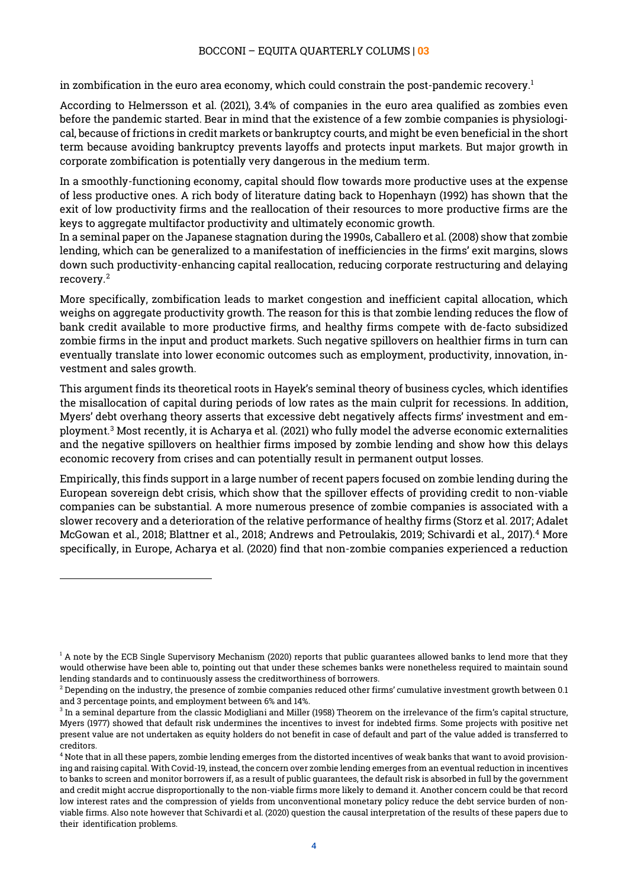in zombification in the euro area economy, which could constrain the post-pandemic recovery.[1]

According to Helmersson et al. (2021), 3.4% of companies in the euro area qualified as zombies even before the pandemic started. Bear in mind that the existence of a few zombie companies is physiological, because of frictions in credit markets or bankruptcy courts, and might be even beneficial in the short term because avoiding bankruptcy prevents layoffs and protects input markets. But major growth in corporate zombification is potentially very dangerous in the medium term.

In a smoothly-functioning economy, capital should flow towards more productive uses at the expense of less productive ones. A rich body of literature dating back to Hopenhayn (1992) has shown that the exit of low productivity firms and the reallocation of their resources to more productive firms are the keys to aggregate multifactor productivity and ultimately economic growth.

In a seminal paper on the Japanese stagnation during the 1990s, Caballero et al. (2008) show that zombie lending, which can be generalized to a manifestation of inefficiencies in the firms' exit margins, slows down such productivity-enhancing capital reallocation, reducing corporate restructuring and delaying recovery.[2]

More specifically, zombification leads to market congestion and inefficient capital allocation, which weighs on aggregate productivity growth. The reason for this is that zombie lending reduces the flow of bank credit available to more productive firms, and healthy firms compete with de-facto subsidized zombie firms in the input and product markets. Such negative spillovers on healthier firms in turn can eventually translate into lower economic outcomes such as employment, productivity, innovation, investment and sales growth.

This argument finds its theoretical roots in Hayek's seminal theory of business cycles, which identifies the misallocation of capital during periods of low rates as the main culprit for recessions. In addition, Myers' debt overhang theory asserts that excessive debt negatively affects firms' investment and employment.[3] Most recently, it is Acharya et al. (2021) who fully model the adverse economic externalities and the negative spillovers on healthier firms imposed by zombie lending and show how this delays economic recovery from crises and can potentially result in permanent output losses.

Empirically, this finds support in a large number of recent papers focused on zombie lending during the European sovereign debt crisis, which show that the spillover effects of providing credit to non-viable companies can be substantial. A more numerous presence of zombie companies is associated with a slower recovery and a deterioration of the relative performance of healthy firms (Storz et al. 2017; Adalet McGowan et al., 2018; Blattner et al., 2018; Andrews and Petroulakis, 2019; Schivardi et al., 2017).[4] More specifically, in Europe, Acharya et al. (2020) find that non-zombie companies experienced a reduction

---

[1] A note by the ECB Single Supervisory Mechanism (2020) reports that public guarantees allowed banks to lend more that they would otherwise have been able to, pointing out that under these schemes banks were nonetheless required to maintain sound lending standards and to continuously assess the creditworthiness of borrowers.

[2] Depending on the industry, the presence of zombie companies reduced other firms' cumulative investment growth between 0.1 and 3 percentage points, and employment between 6% and 14%.

[3] In a seminal departure from the classic Modigliani and Miller (1958) Theorem on the irrelevance of the firm's capital structure, Myers (1977) showed that default risk undermines the incentives to invest for indebted firms. Some projects with positive net present value are not undertaken as equity holders do not benefit in case of default and part of the value added is transferred to creditors.

[4] Note that in all these papers, zombie lending emerges from the distorted incentives of weak banks that want to avoid provisioning and raising capital. With Covid-19, instead, the concern over zombie lending emerges from an eventual reduction in incentives to banks to screen and monitor borrowers if, as a result of public guarantees, the default risk is absorbed in full by the government and credit might accrue disproportionally to the non-viable firms more likely to demand it. Another concern could be that record low interest rates and the compression of yields from unconventional monetary policy reduce the debt service burden of non-viable firms. Also note however that Schivardi et al. (2020) question the causal interpretation of the results of these papers due to their identification problems.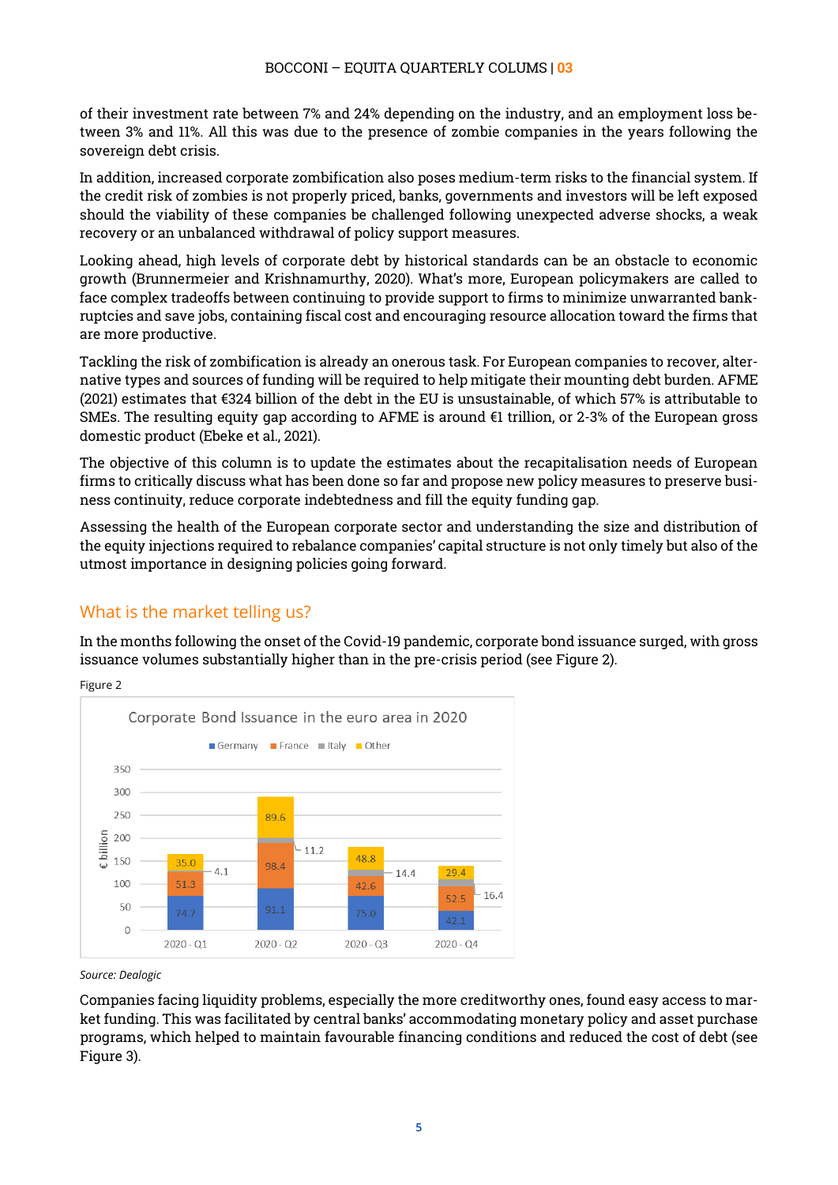of their investment rate between 7% and 24% depending on the industry, and an employment loss between 3% and 11%. All this was due to the presence of zombie companies in the years following the sovereign debt crisis.

In addition, increased corporate zombification also poses medium-term risks to the financial system. If the credit risk of zombies is not properly priced, banks, governments and investors will be left exposed should the viability of these companies be challenged following unexpected adverse shocks, a weak recovery or an unbalanced withdrawal of policy support measures.

Looking ahead, high levels of corporate debt by historical standards can be an obstacle to economic growth (Brunnermeier and Krishnamurthy, 2020). What's more, European policymakers are called to face complex tradeoffs between continuing to provide support to firms to minimize unwarranted bankruptcies and save jobs, containing fiscal cost and encouraging resource allocation toward the firms that are more productive.

Tackling the risk of zombification is already an onerous task. For European companies to recover, alternative types and sources of funding will be required to help mitigate their mounting debt burden. AFME (2021) estimates that €324 billion of the debt in the EU is unsustainable, of which 57% is attributable to SMEs. The resulting equity gap according to AFME is around €1 trillion, or 2-3% of the European gross domestic product (Ebeke et al., 2021).

The objective of this column is to update the estimates about the recapitalisation needs of European firms to critically discuss what has been done so far and propose new policy measures to preserve business continuity, reduce corporate indebtedness and fill the equity funding gap.

Assessing the health of the European corporate sector and understanding the size and distribution of the equity injections required to rebalance companies' capital structure is not only timely but also of the utmost importance in designing policies going forward.

## What is the market telling us?

In the months following the onset of the Covid-19 pandemic, corporate bond issuance surged, with gross issuance volumes substantially higher than in the pre-crisis period (see Figure 2).

Figure 2

**Corporate Bond Issuance in the euro area in 2020** (€ billion)

| | Germany | France | Italy | Other |
|---|---|---|---|---|
| 2020 - Q1 | 74.7 | 51.3 | 4.1 | 35.0 |
| 2020 - Q2 | 91.1 | 98.4 | 11.2 | 89.6 |
| 2020 - Q3 | 75.0 | 42.6 | 14.4 | 48.8 |
| 2020 - Q4 | 42.1 | 52.5 | 16.4 | 29.4 |

*Source: Dealogic*

Companies facing liquidity problems, especially the more creditworthy ones, found easy access to market funding. This was facilitated by central banks' accommodating monetary policy and asset purchase programs, which helped to maintain favourable financing conditions and reduced the cost of debt (see Figure 3).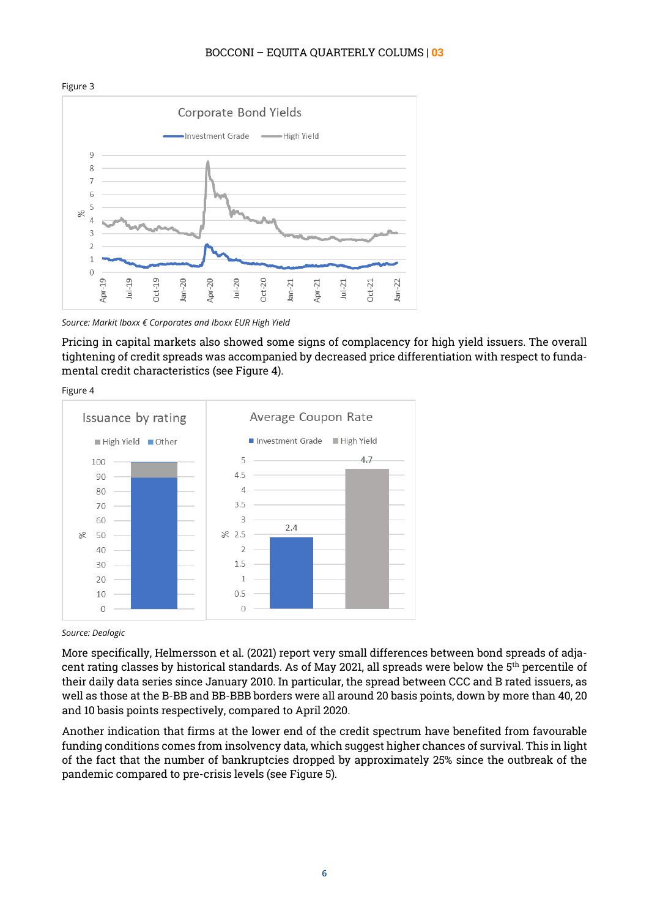Figure 3

Source: Markit Iboxx € Corporates and Iboxx EUR High Yield

Pricing in capital markets also showed some signs of complacency for high yield issuers. The overall tightening of credit spreads was accompanied by decreased price differentiation with respect to fundamental credit characteristics (see Figure 4).

Figure 4

Source: Dealogic

More specifically, Helmersson et al. (2021) report very small differences between bond spreads of adjacent rating classes by historical standards. As of May 2021, all spreads were below the 5th percentile of their daily data series since January 2010. In particular, the spread between CCC and B rated issuers, as well as those at the B-BB and BB-BBB borders were all around 20 basis points, down by more than 40, 20 and 10 basis points respectively, compared to April 2020.

Another indication that firms at the lower end of the credit spectrum have benefited from favourable funding conditions comes from insolvency data, which suggest higher chances of survival. This in light of the fact that the number of bankruptcies dropped by approximately 25% since the outbreak of the pandemic compared to pre-crisis levels (see Figure 5).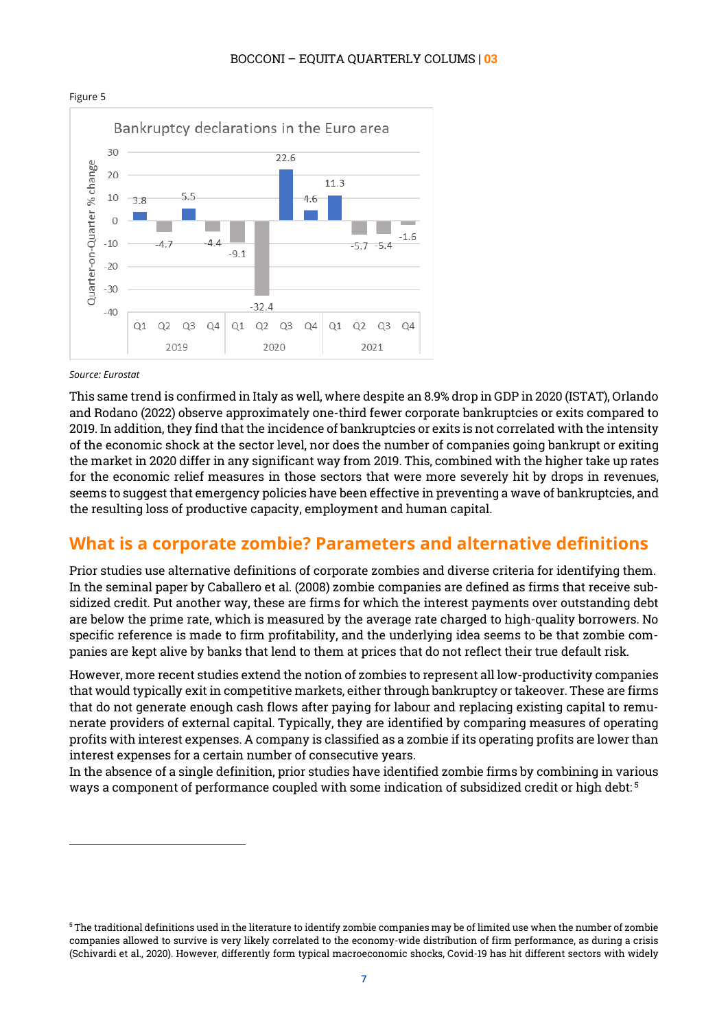Figure 5

Source: Eurostat

This same trend is confirmed in Italy as well, where despite an 8.9% drop in GDP in 2020 (ISTAT), Orlando and Rodano (2022) observe approximately one-third fewer corporate bankruptcies or exits compared to 2019. In addition, they find that the incidence of bankruptcies or exits is not correlated with the intensity of the economic shock at the sector level, nor does the number of companies going bankrupt or exiting the market in 2020 differ in any significant way from 2019. This, combined with the higher take up rates for the economic relief measures in those sectors that were more severely hit by drops in revenues, seems to suggest that emergency policies have been effective in preventing a wave of bankruptcies, and the resulting loss of productive capacity, employment and human capital.

## What is a corporate zombie? Parameters and alternative definitions

Prior studies use alternative definitions of corporate zombies and diverse criteria for identifying them. In the seminal paper by Caballero et al. (2008) zombie companies are defined as firms that receive subsidized credit. Put another way, these are firms for which the interest payments over outstanding debt are below the prime rate, which is measured by the average rate charged to high-quality borrowers. No specific reference is made to firm profitability, and the underlying idea seems to be that zombie companies are kept alive by banks that lend to them at prices that do not reflect their true default risk.

However, more recent studies extend the notion of zombies to represent all low-productivity companies that would typically exit in competitive markets, either through bankruptcy or takeover. These are firms that do not generate enough cash flows after paying for labour and replacing existing capital to remunerate providers of external capital. Typically, they are identified by comparing measures of operating profits with interest expenses. A company is classified as a zombie if its operating profits are lower than interest expenses for a certain number of consecutive years.
In the absence of a single definition, prior studies have identified zombie firms by combining in various ways a component of performance coupled with some indication of subsidized credit or high debt:[5]

[5] The traditional definitions used in the literature to identify zombie companies may be of limited use when the number of zombie companies allowed to survive is very likely correlated to the economy-wide distribution of firm performance, as during a crisis (Schivardi et al., 2020). However, differently form typical macroeconomic shocks, Covid-19 has hit different sectors with widely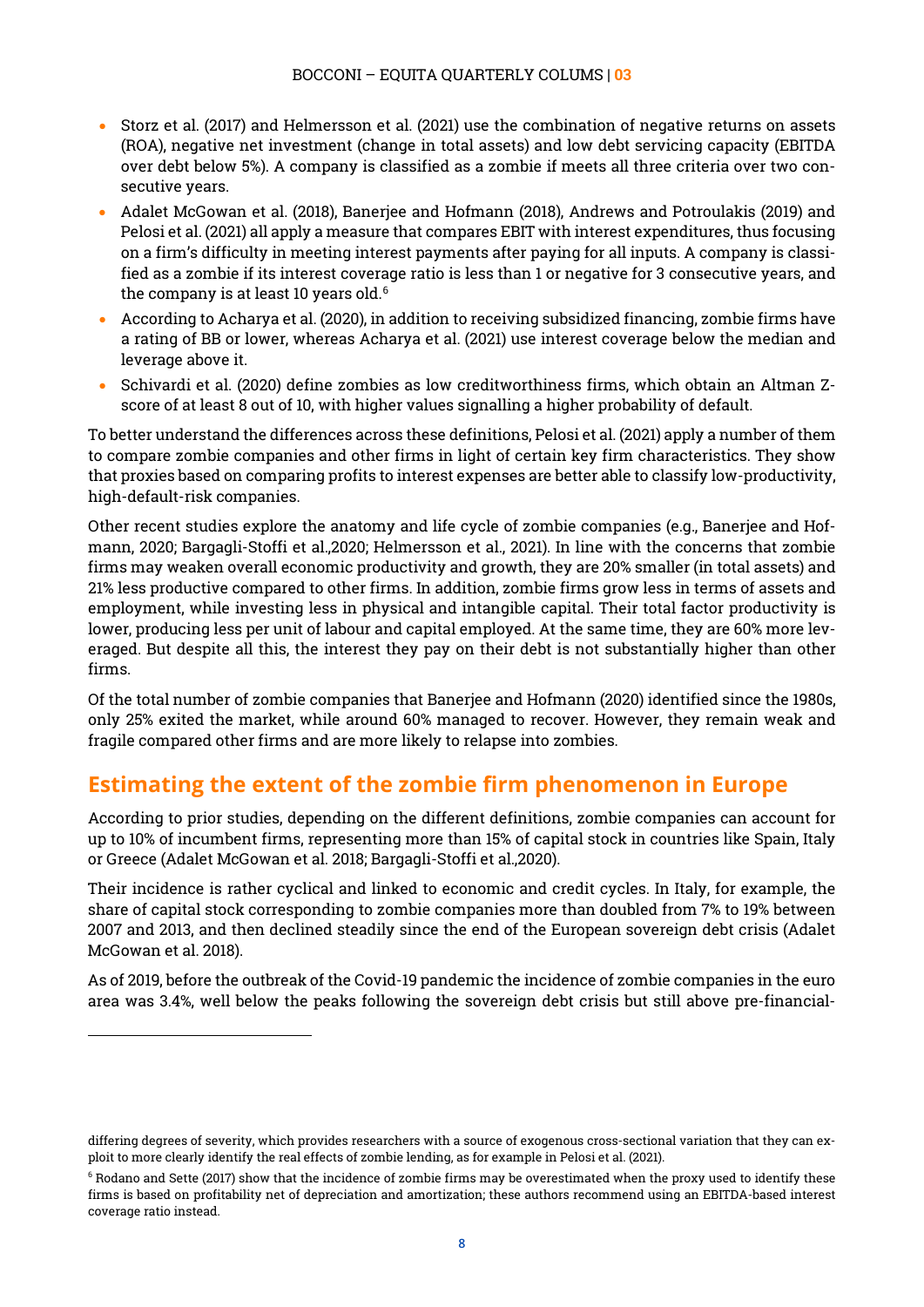- Storz et al. (2017) and Helmersson et al. (2021) use the combination of negative returns on assets (ROA), negative net investment (change in total assets) and low debt servicing capacity (EBITDA over debt below 5%). A company is classified as a zombie if meets all three criteria over two consecutive years.
- Adalet McGowan et al. (2018), Banerjee and Hofmann (2018), Andrews and Potroulakis (2019) and Pelosi et al. (2021) all apply a measure that compares EBIT with interest expenditures, thus focusing on a firm's difficulty in meeting interest payments after paying for all inputs. A company is classified as a zombie if its interest coverage ratio is less than 1 or negative for 3 consecutive years, and the company is at least 10 years old.[6]
- According to Acharya et al. (2020), in addition to receiving subsidized financing, zombie firms have a rating of BB or lower, whereas Acharya et al. (2021) use interest coverage below the median and leverage above it.
- Schivardi et al. (2020) define zombies as low creditworthiness firms, which obtain an Altman Z-score of at least 8 out of 10, with higher values signalling a higher probability of default.

To better understand the differences across these definitions, Pelosi et al. (2021) apply a number of them to compare zombie companies and other firms in light of certain key firm characteristics. They show that proxies based on comparing profits to interest expenses are better able to classify low-productivity, high-default-risk companies.

Other recent studies explore the anatomy and life cycle of zombie companies (e.g., Banerjee and Hofmann, 2020; Bargagli-Stoffi et al.,2020; Helmersson et al., 2021). In line with the concerns that zombie firms may weaken overall economic productivity and growth, they are 20% smaller (in total assets) and 21% less productive compared to other firms. In addition, zombie firms grow less in terms of assets and employment, while investing less in physical and intangible capital. Their total factor productivity is lower, producing less per unit of labour and capital employed. At the same time, they are 60% more leveraged. But despite all this, the interest they pay on their debt is not substantially higher than other firms.

Of the total number of zombie companies that Banerjee and Hofmann (2020) identified since the 1980s, only 25% exited the market, while around 60% managed to recover. However, they remain weak and fragile compared other firms and are more likely to relapse into zombies.

## Estimating the extent of the zombie firm phenomenon in Europe

According to prior studies, depending on the different definitions, zombie companies can account for up to 10% of incumbent firms, representing more than 15% of capital stock in countries like Spain, Italy or Greece (Adalet McGowan et al. 2018; Bargagli-Stoffi et al.,2020).

Their incidence is rather cyclical and linked to economic and credit cycles. In Italy, for example, the share of capital stock corresponding to zombie companies more than doubled from 7% to 19% between 2007 and 2013, and then declined steadily since the end of the European sovereign debt crisis (Adalet McGowan et al. 2018).

As of 2019, before the outbreak of the Covid-19 pandemic the incidence of zombie companies in the euro area was 3.4%, well below the peaks following the sovereign debt crisis but still above pre-financial-

---

differing degrees of severity, which provides researchers with a source of exogenous cross-sectional variation that they can exploit to more clearly identify the real effects of zombie lending, as for example in Pelosi et al. (2021).

[6] Rodano and Sette (2017) show that the incidence of zombie firms may be overestimated when the proxy used to identify these firms is based on profitability net of depreciation and amortization; these authors recommend using an EBITDA-based interest coverage ratio instead.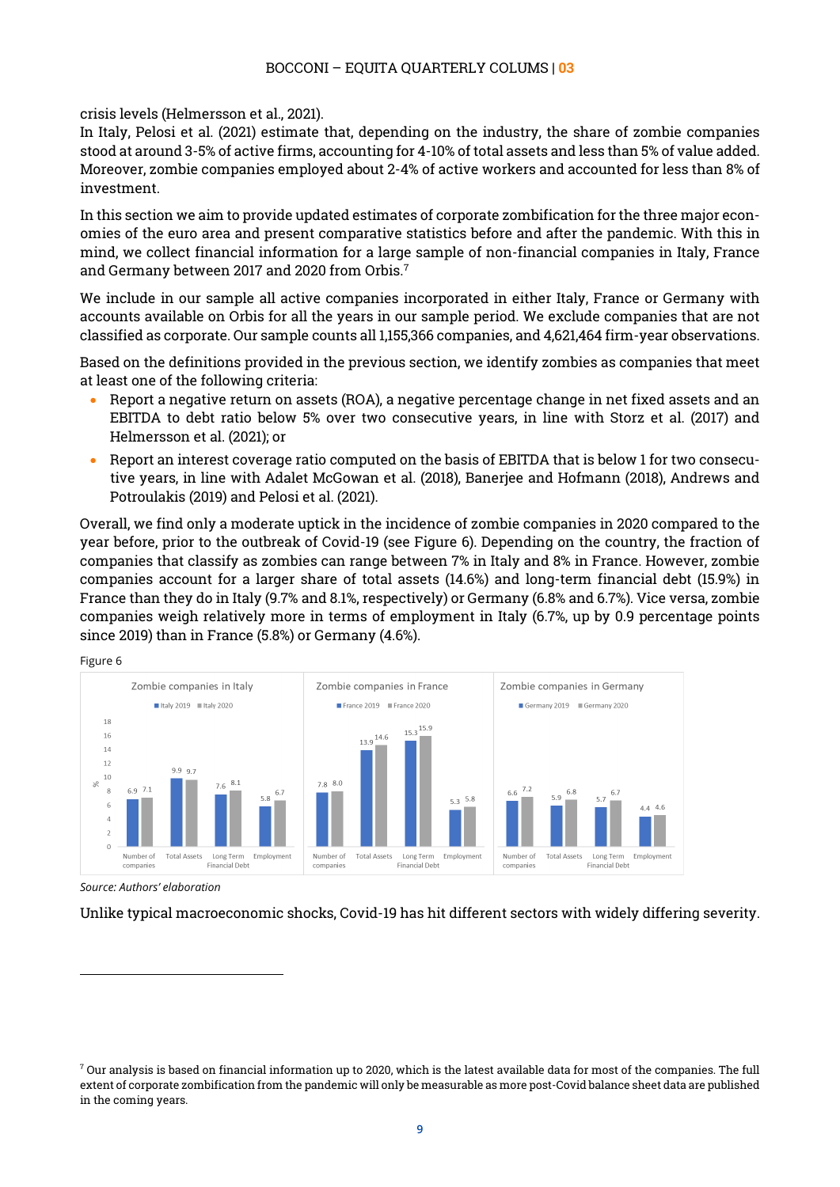crisis levels (Helmersson et al., 2021).

In Italy, Pelosi et al. (2021) estimate that, depending on the industry, the share of zombie companies stood at around 3-5% of active firms, accounting for 4-10% of total assets and less than 5% of value added. Moreover, zombie companies employed about 2-4% of active workers and accounted for less than 8% of investment.

In this section we aim to provide updated estimates of corporate zombification for the three major economies of the euro area and present comparative statistics before and after the pandemic. With this in mind, we collect financial information for a large sample of non-financial companies in Italy, France and Germany between 2017 and 2020 from Orbis.[7]

We include in our sample all active companies incorporated in either Italy, France or Germany with accounts available on Orbis for all the years in our sample period. We exclude companies that are not classified as corporate. Our sample counts all 1,155,366 companies, and 4,621,464 firm-year observations.

Based on the definitions provided in the previous section, we identify zombies as companies that meet at least one of the following criteria:

- Report a negative return on assets (ROA), a negative percentage change in net fixed assets and an EBITDA to debt ratio below 5% over two consecutive years, in line with Storz et al. (2017) and Helmersson et al. (2021); or
- Report an interest coverage ratio computed on the basis of EBITDA that is below 1 for two consecutive years, in line with Adalet McGowan et al. (2018), Banerjee and Hofmann (2018), Andrews and Potroulakis (2019) and Pelosi et al. (2021).

Overall, we find only a moderate uptick in the incidence of zombie companies in 2020 compared to the year before, prior to the outbreak of Covid-19 (see Figure 6). Depending on the country, the fraction of companies that classify as zombies can range between 7% in Italy and 8% in France. However, zombie companies account for a larger share of total assets (14.6%) and long-term financial debt (15.9%) in France than they do in Italy (9.7% and 8.1%, respectively) or Germany (6.8% and 6.7%). Vice versa, zombie companies weigh relatively more in terms of employment in Italy (6.7%, up by 0.9 percentage points since 2019) than in France (5.8%) or Germany (4.6%).

Figure 6

Zombie companies in Italy, France and Germany (%)

| | Italy 2019 | Italy 2020 | France 2019 | France 2020 | Germany 2019 | Germany 2020 |
|---|---|---|---|---|---|---|
| Number of companies | 6.9 | 7.1 | 7.8 | 8.0 | 6.6 | 7.2 |
| Total Assets | 9.9 | 9.7 | 13.9 | 14.6 | 5.9 | 6.8 |
| Long Term Financial Debt | 7.6 | 8.1 | 15.3 | 15.9 | 5.7 | 6.7 |
| Employment | 5.8 | 6.7 | 5.3 | 5.8 | 4.4 | 4.6 |

*Source: Authors' elaboration*

Unlike typical macroeconomic shocks, Covid-19 has hit different sectors with widely differing severity.

---

[7] Our analysis is based on financial information up to 2020, which is the latest available data for most of the companies. The full extent of corporate zombification from the pandemic will only be measurable as more post-Covid balance sheet data are published in the coming years.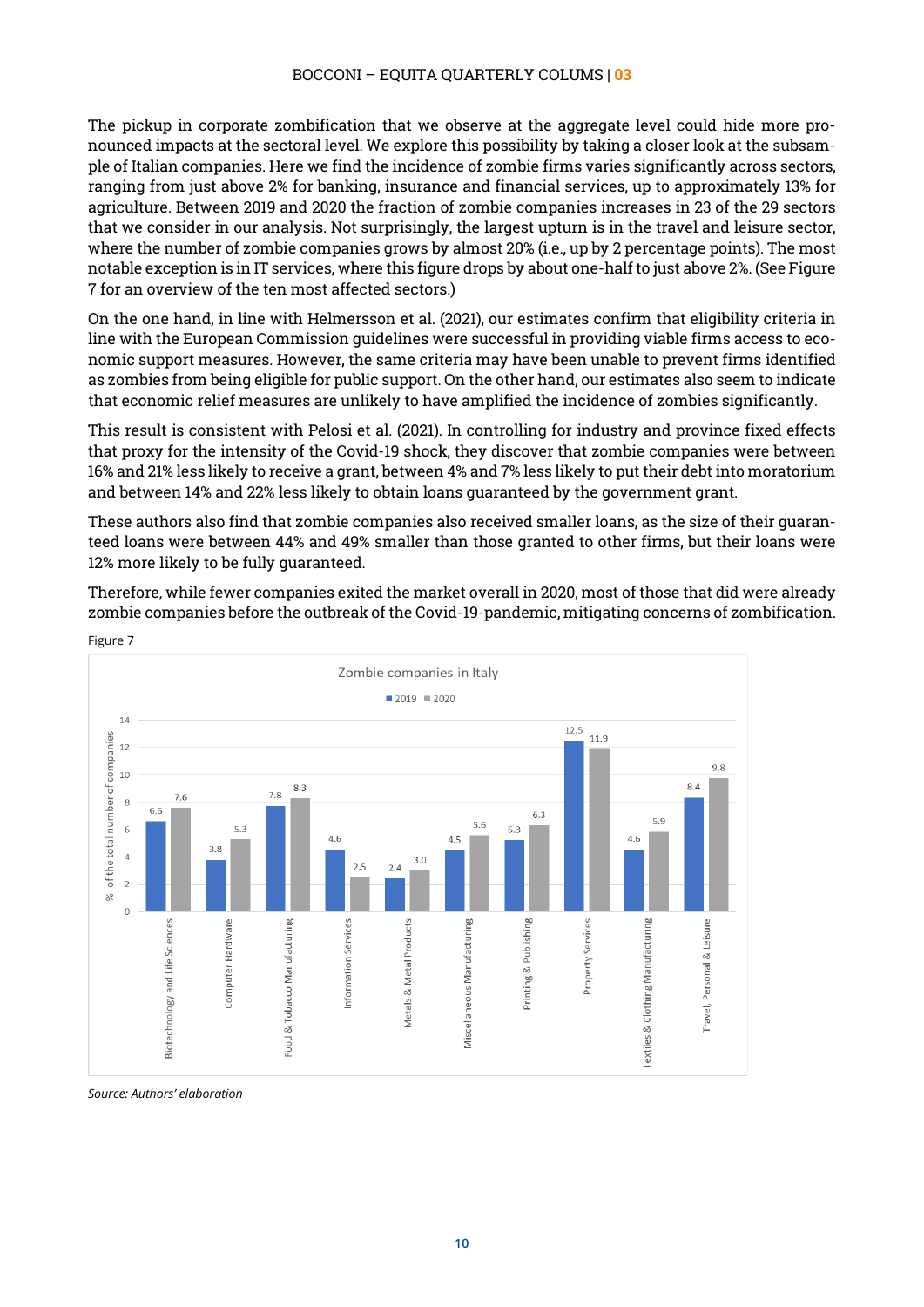The pickup in corporate zombification that we observe at the aggregate level could hide more pronounced impacts at the sectoral level. We explore this possibility by taking a closer look at the subsample of Italian companies. Here we find the incidence of zombie firms varies significantly across sectors, ranging from just above 2% for banking, insurance and financial services, up to approximately 13% for agriculture. Between 2019 and 2020 the fraction of zombie companies increases in 23 of the 29 sectors that we consider in our analysis. Not surprisingly, the largest upturn is in the travel and leisure sector, where the number of zombie companies grows by almost 20% (i.e., up by 2 percentage points). The most notable exception is in IT services, where this figure drops by about one-half to just above 2%. (See Figure 7 for an overview of the ten most affected sectors.)

On the one hand, in line with Helmersson et al. (2021), our estimates confirm that eligibility criteria in line with the European Commission guidelines were successful in providing viable firms access to economic support measures. However, the same criteria may have been unable to prevent firms identified as zombies from being eligible for public support. On the other hand, our estimates also seem to indicate that economic relief measures are unlikely to have amplified the incidence of zombies significantly.

This result is consistent with Pelosi et al. (2021). In controlling for industry and province fixed effects that proxy for the intensity of the Covid-19 shock, they discover that zombie companies were between 16% and 21% less likely to receive a grant, between 4% and 7% less likely to put their debt into moratorium and between 14% and 22% less likely to obtain loans guaranteed by the government grant.

These authors also find that zombie companies also received smaller loans, as the size of their guaranteed loans were between 44% and 49% smaller than those granted to other firms, but their loans were 12% more likely to be fully guaranteed.

Therefore, while fewer companies exited the market overall in 2020, most of those that did were already zombie companies before the outbreak of the Covid-19-pandemic, mitigating concerns of zombification.

Figure 7

Zombie companies in Italy (% of the total number of companies)

| Sector | 2019 | 2020 |
|---|---|---|
| Biotechnology and Life Sciences | 6.6 | 7.6 |
| Computer Hardware | 3.8 | 5.3 |
| Food & Tobacco Manufacturing | 7.8 | 8.3 |
| Information Services | 4.6 | 2.5 |
| Metals & Metal Products | 2.4 | 3.0 |
| Miscellaneous Manufacturing | 4.5 | 5.6 |
| Printing & Publishing | 5.3 | 6.3 |
| Property Services | 12.5 | 11.9 |
| Textiles & Clothing Manufacturing | 4.6 | 5.9 |
| Travel, Personal & Leisure | 8.4 | 9.8 |

*Source: Authors' elaboration*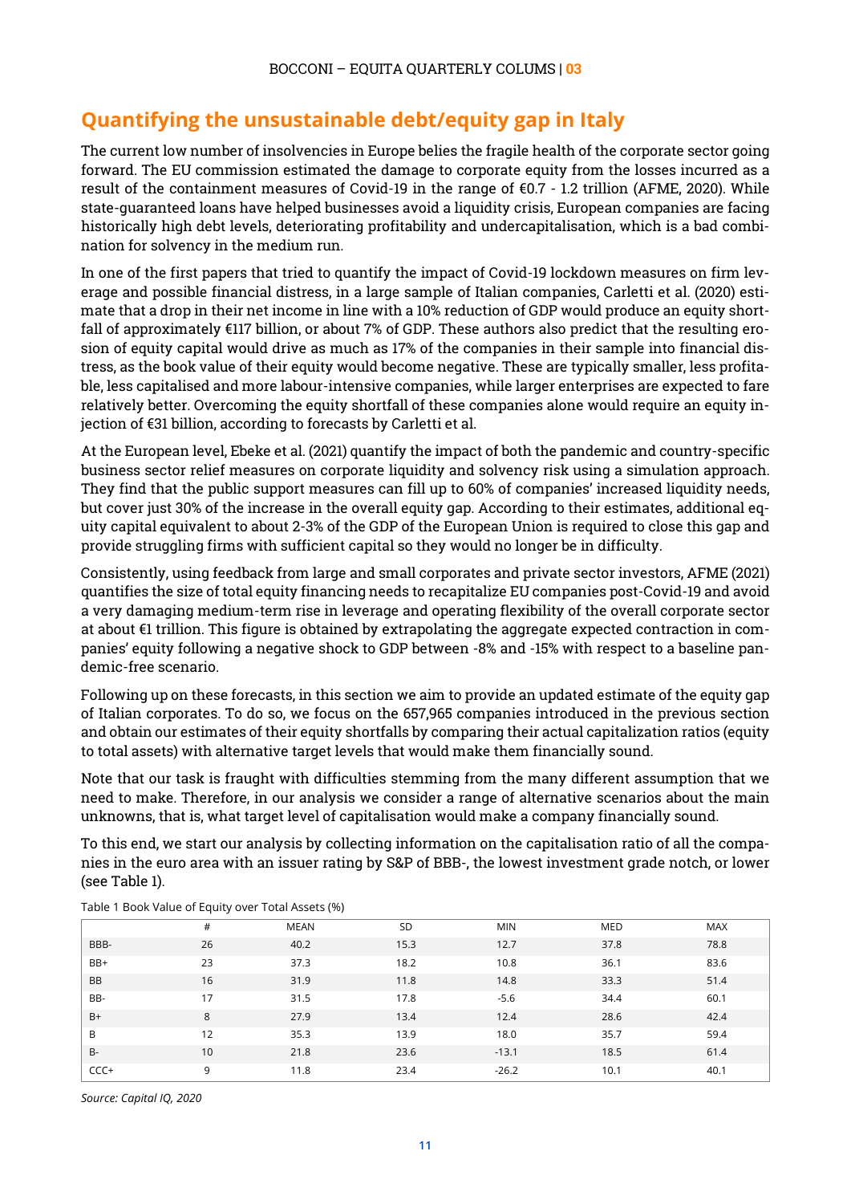## Quantifying the unsustainable debt/equity gap in Italy

The current low number of insolvencies in Europe belies the fragile health of the corporate sector going forward. The EU commission estimated the damage to corporate equity from the losses incurred as a result of the containment measures of Covid-19 in the range of €0.7 - 1.2 trillion (AFME, 2020). While state-guaranteed loans have helped businesses avoid a liquidity crisis, European companies are facing historically high debt levels, deteriorating profitability and undercapitalisation, which is a bad combination for solvency in the medium run.

In one of the first papers that tried to quantify the impact of Covid-19 lockdown measures on firm leverage and possible financial distress, in a large sample of Italian companies, Carletti et al. (2020) estimate that a drop in their net income in line with a 10% reduction of GDP would produce an equity shortfall of approximately €117 billion, or about 7% of GDP. These authors also predict that the resulting erosion of equity capital would drive as much as 17% of the companies in their sample into financial distress, as the book value of their equity would become negative. These are typically smaller, less profitable, less capitalised and more labour-intensive companies, while larger enterprises are expected to fare relatively better. Overcoming the equity shortfall of these companies alone would require an equity injection of €31 billion, according to forecasts by Carletti et al.

At the European level, Ebeke et al. (2021) quantify the impact of both the pandemic and country-specific business sector relief measures on corporate liquidity and solvency risk using a simulation approach. They find that the public support measures can fill up to 60% of companies' increased liquidity needs, but cover just 30% of the increase in the overall equity gap. According to their estimates, additional equity capital equivalent to about 2-3% of the GDP of the European Union is required to close this gap and provide struggling firms with sufficient capital so they would no longer be in difficulty.

Consistently, using feedback from large and small corporates and private sector investors, AFME (2021) quantifies the size of total equity financing needs to recapitalize EU companies post-Covid-19 and avoid a very damaging medium-term rise in leverage and operating flexibility of the overall corporate sector at about €1 trillion. This figure is obtained by extrapolating the aggregate expected contraction in companies' equity following a negative shock to GDP between -8% and -15% with respect to a baseline pandemic-free scenario.

Following up on these forecasts, in this section we aim to provide an updated estimate of the equity gap of Italian corporates. To do so, we focus on the 657,965 companies introduced in the previous section and obtain our estimates of their equity shortfalls by comparing their actual capitalization ratios (equity to total assets) with alternative target levels that would make them financially sound.

Note that our task is fraught with difficulties stemming from the many different assumption that we need to make. Therefore, in our analysis we consider a range of alternative scenarios about the main unknowns, that is, what target level of capitalisation would make a company financially sound.

To this end, we start our analysis by collecting information on the capitalisation ratio of all the companies in the euro area with an issuer rating by S&P of BBB-, the lowest investment grade notch, or lower (see Table 1).

Table 1 Book Value of Equity over Total Assets (%)

| | # | MEAN | SD | MIN | MED | MAX |
|---|---|---|---|---|---|---|
| BBB- | 26 | 40.2 | 15.3 | 12.7 | 37.8 | 78.8 |
| BB+ | 23 | 37.3 | 18.2 | 10.8 | 36.1 | 83.6 |
| BB | 16 | 31.9 | 11.8 | 14.8 | 33.3 | 51.4 |
| BB- | 17 | 31.5 | 17.8 | -5.6 | 34.4 | 60.1 |
| B+ | 8 | 27.9 | 13.4 | 12.4 | 28.6 | 42.4 |
| B | 12 | 35.3 | 13.9 | 18.0 | 35.7 | 59.4 |
| B- | 10 | 21.8 | 23.6 | -13.1 | 18.5 | 61.4 |
| CCC+ | 9 | 11.8 | 23.4 | -26.2 | 10.1 | 40.1 |

*Source: Capital IQ, 2020*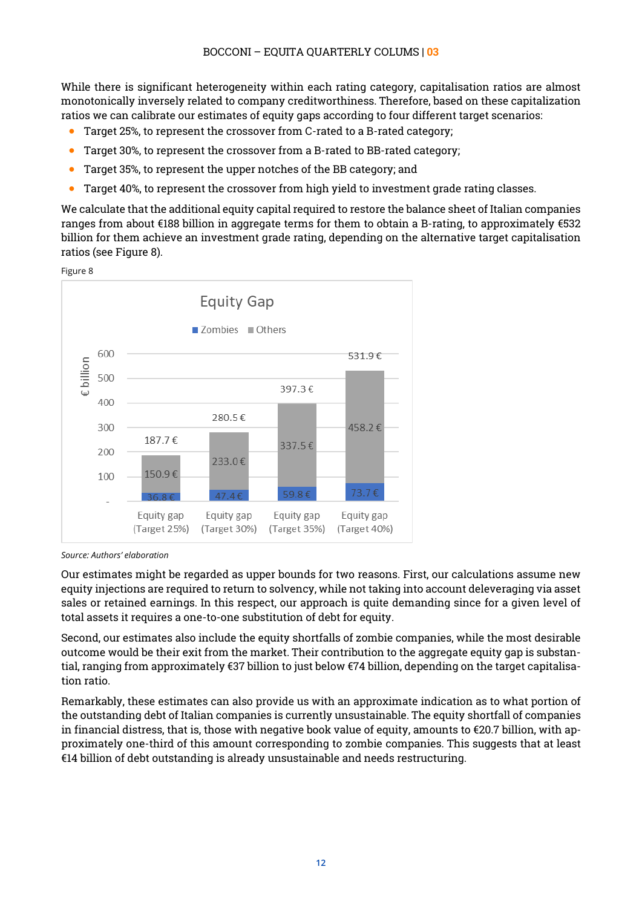While there is significant heterogeneity within each rating category, capitalisation ratios are almost monotonically inversely related to company creditworthiness. Therefore, based on these capitalization ratios we can calibrate our estimates of equity gaps according to four different target scenarios:

- Target 25%, to represent the crossover from C-rated to a B-rated category;
- Target 30%, to represent the crossover from a B-rated to BB-rated category;
- Target 35%, to represent the upper notches of the BB category; and
- Target 40%, to represent the crossover from high yield to investment grade rating classes.

We calculate that the additional equity capital required to restore the balance sheet of Italian companies ranges from about €188 billion in aggregate terms for them to obtain a B-rating, to approximately €532 billion for them achieve an investment grade rating, depending on the alternative target capitalisation ratios (see Figure 8).

Figure 8

**Equity Gap**

| € billion | Zombies | Others | Total |
|---|---|---|---|
| Equity gap (Target 25%) | 36.8 € | 150.9 € | 187.7 € |
| Equity gap (Target 30%) | 47.4 € | 233.0 € | 280.5 € |
| Equity gap (Target 35%) | 59.8 € | 337.5 € | 397.3 € |
| Equity gap (Target 40%) | 73.7 € | 458.2 € | 531.9 € |

*Source: Authors' elaboration*

Our estimates might be regarded as upper bounds for two reasons. First, our calculations assume new equity injections are required to return to solvency, while not taking into account deleveraging via asset sales or retained earnings. In this respect, our approach is quite demanding since for a given level of total assets it requires a one-to-one substitution of debt for equity.

Second, our estimates also include the equity shortfalls of zombie companies, while the most desirable outcome would be their exit from the market. Their contribution to the aggregate equity gap is substantial, ranging from approximately €37 billion to just below €74 billion, depending on the target capitalisation ratio.

Remarkably, these estimates can also provide us with an approximate indication as to what portion of the outstanding debt of Italian companies is currently unsustainable. The equity shortfall of companies in financial distress, that is, those with negative book value of equity, amounts to €20.7 billion, with approximately one-third of this amount corresponding to zombie companies. This suggests that at least €14 billion of debt outstanding is already unsustainable and needs restructuring.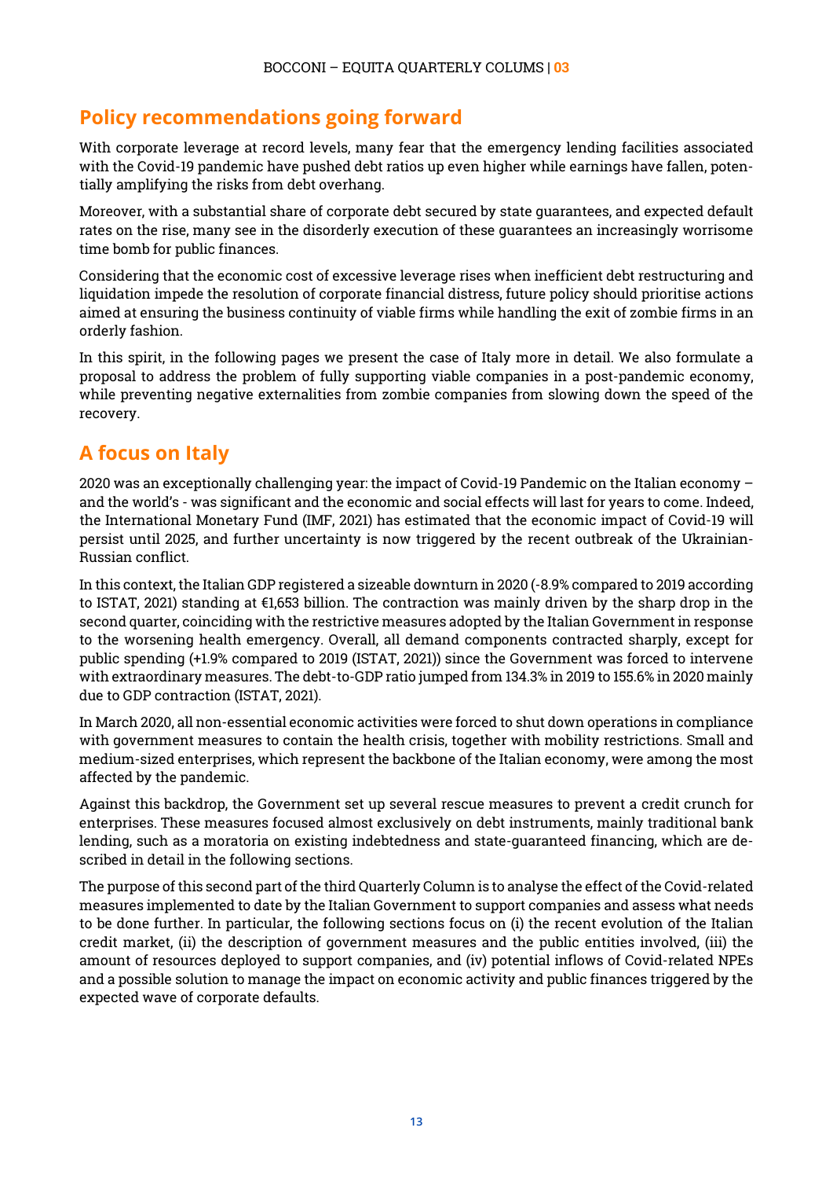## Policy recommendations going forward

With corporate leverage at record levels, many fear that the emergency lending facilities associated with the Covid-19 pandemic have pushed debt ratios up even higher while earnings have fallen, potentially amplifying the risks from debt overhang.

Moreover, with a substantial share of corporate debt secured by state guarantees, and expected default rates on the rise, many see in the disorderly execution of these guarantees an increasingly worrisome time bomb for public finances.

Considering that the economic cost of excessive leverage rises when inefficient debt restructuring and liquidation impede the resolution of corporate financial distress, future policy should prioritise actions aimed at ensuring the business continuity of viable firms while handling the exit of zombie firms in an orderly fashion.

In this spirit, in the following pages we present the case of Italy more in detail. We also formulate a proposal to address the problem of fully supporting viable companies in a post-pandemic economy, while preventing negative externalities from zombie companies from slowing down the speed of the recovery.

## A focus on Italy

2020 was an exceptionally challenging year: the impact of Covid-19 Pandemic on the Italian economy – and the world's - was significant and the economic and social effects will last for years to come. Indeed, the International Monetary Fund (IMF, 2021) has estimated that the economic impact of Covid-19 will persist until 2025, and further uncertainty is now triggered by the recent outbreak of the Ukrainian-Russian conflict.

In this context, the Italian GDP registered a sizeable downturn in 2020 (-8.9% compared to 2019 according to ISTAT, 2021) standing at €1,653 billion. The contraction was mainly driven by the sharp drop in the second quarter, coinciding with the restrictive measures adopted by the Italian Government in response to the worsening health emergency. Overall, all demand components contracted sharply, except for public spending (+1.9% compared to 2019 (ISTAT, 2021)) since the Government was forced to intervene with extraordinary measures. The debt-to-GDP ratio jumped from 134.3% in 2019 to 155.6% in 2020 mainly due to GDP contraction (ISTAT, 2021).

In March 2020, all non-essential economic activities were forced to shut down operations in compliance with government measures to contain the health crisis, together with mobility restrictions. Small and medium-sized enterprises, which represent the backbone of the Italian economy, were among the most affected by the pandemic.

Against this backdrop, the Government set up several rescue measures to prevent a credit crunch for enterprises. These measures focused almost exclusively on debt instruments, mainly traditional bank lending, such as a moratoria on existing indebtedness and state-guaranteed financing, which are described in detail in the following sections.

The purpose of this second part of the third Quarterly Column is to analyse the effect of the Covid-related measures implemented to date by the Italian Government to support companies and assess what needs to be done further. In particular, the following sections focus on (i) the recent evolution of the Italian credit market, (ii) the description of government measures and the public entities involved, (iii) the amount of resources deployed to support companies, and (iv) potential inflows of Covid-related NPEs and a possible solution to manage the impact on economic activity and public finances triggered by the expected wave of corporate defaults.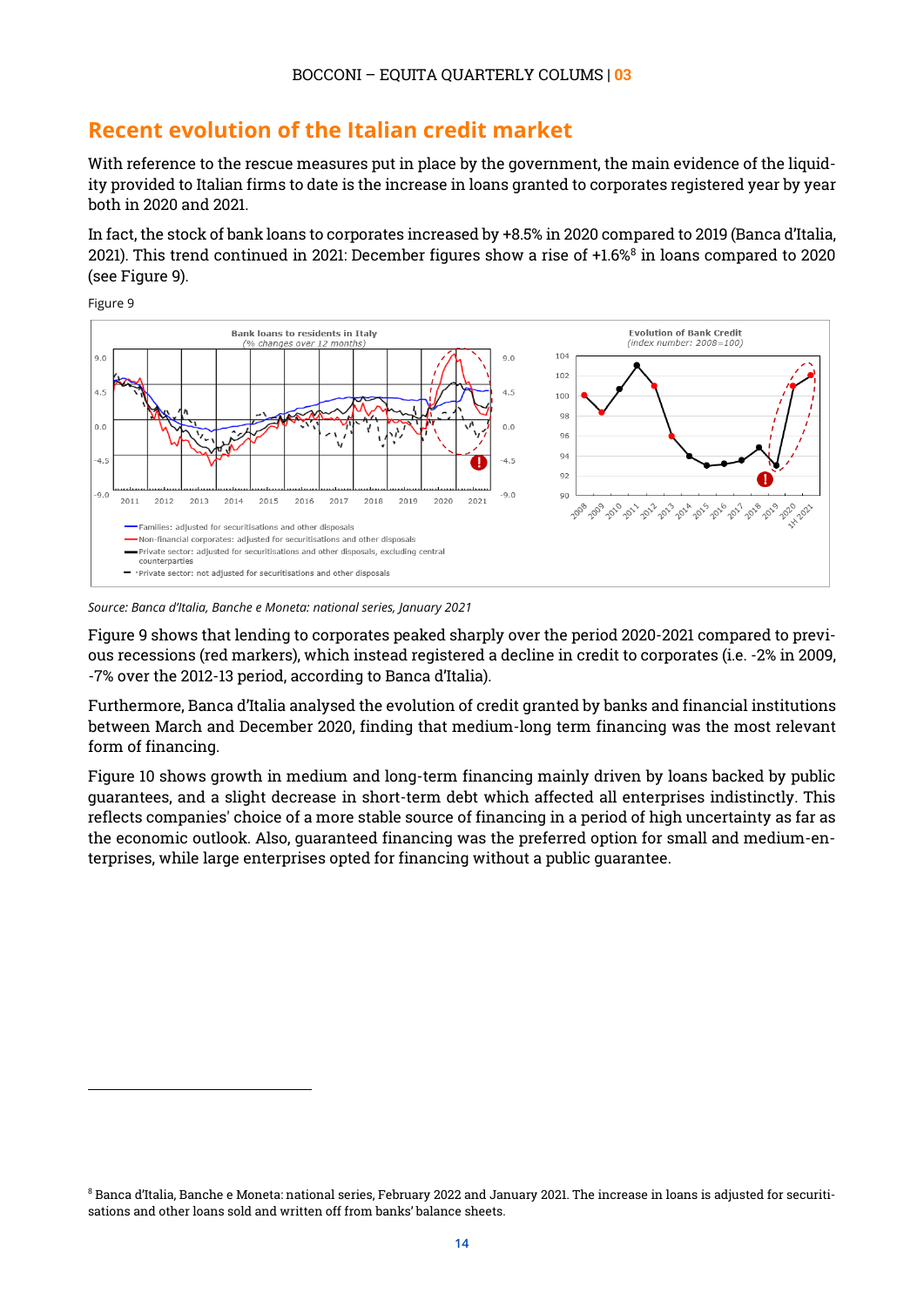## Recent evolution of the Italian credit market

With reference to the rescue measures put in place by the government, the main evidence of the liquidity provided to Italian firms to date is the increase in loans granted to corporates registered year by year both in 2020 and 2021.

In fact, the stock of bank loans to corporates increased by +8.5% in 2020 compared to 2019 (Banca d'Italia, 2021). This trend continued in 2021: December figures show a rise of +1.6%[8] in loans compared to 2020 (see Figure 9).

Figure 9

*Source: Banca d'Italia, Banche e Moneta: national series, January 2021*

Figure 9 shows that lending to corporates peaked sharply over the period 2020-2021 compared to previous recessions (red markers), which instead registered a decline in credit to corporates (i.e. -2% in 2009, -7% over the 2012-13 period, according to Banca d'Italia).

Furthermore, Banca d'Italia analysed the evolution of credit granted by banks and financial institutions between March and December 2020, finding that medium-long term financing was the most relevant form of financing.

Figure 10 shows growth in medium and long-term financing mainly driven by loans backed by public guarantees, and a slight decrease in short-term debt which affected all enterprises indistinctly. This reflects companies' choice of a more stable source of financing in a period of high uncertainty as far as the economic outlook. Also, guaranteed financing was the preferred option for small and medium-enterprises, while large enterprises opted for financing without a public guarantee.

[8] Banca d'Italia, Banche e Moneta: national series, February 2022 and January 2021. The increase in loans is adjusted for securitisations and other loans sold and written off from banks' balance sheets.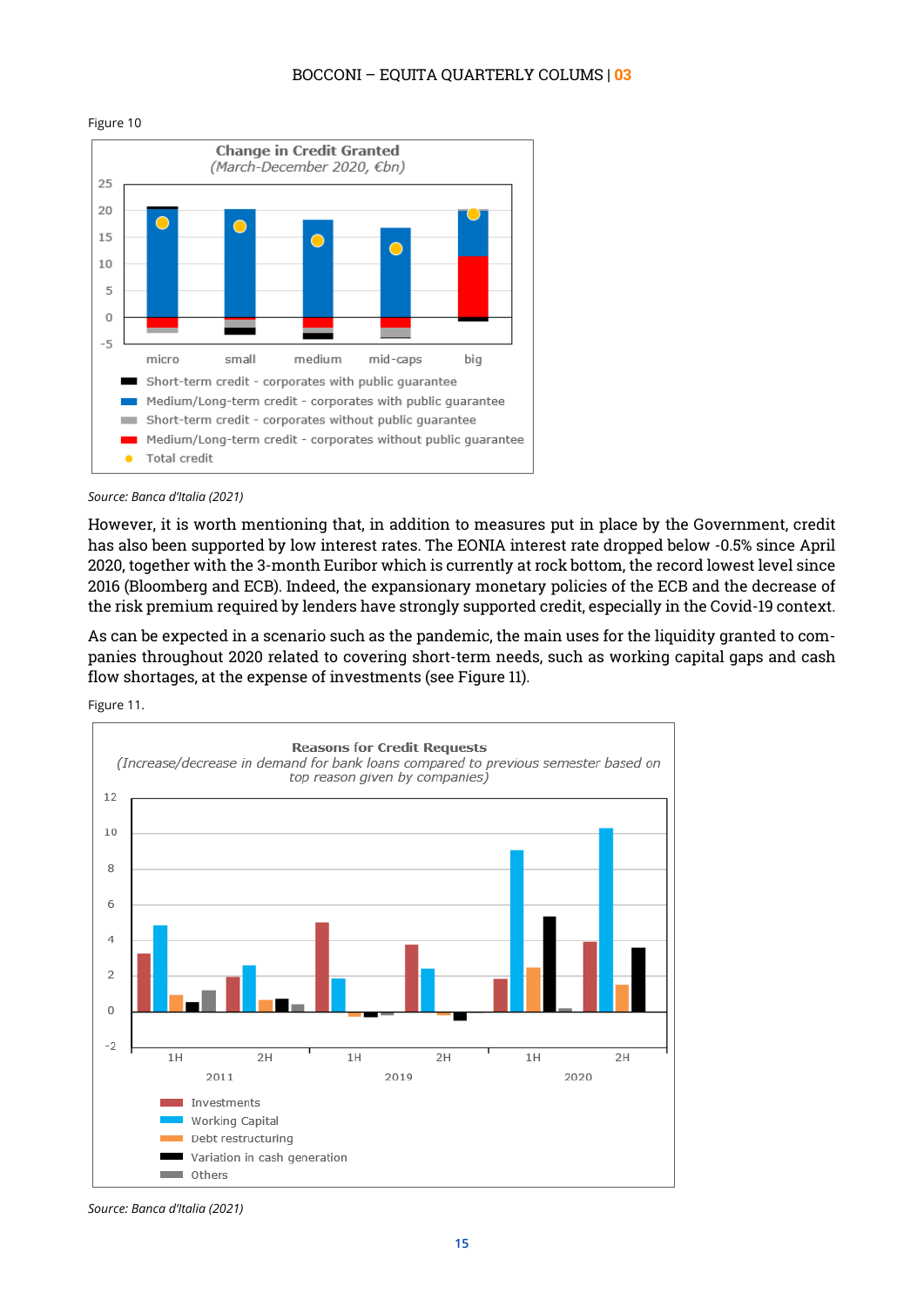Figure 10

Source: Banca d'Italia (2021)

However, it is worth mentioning that, in addition to measures put in place by the Government, credit has also been supported by low interest rates. The EONIA interest rate dropped below -0.5% since April 2020, together with the 3-month Euribor which is currently at rock bottom, the record lowest level since 2016 (Bloomberg and ECB). Indeed, the expansionary monetary policies of the ECB and the decrease of the risk premium required by lenders have strongly supported credit, especially in the Covid-19 context.

As can be expected in a scenario such as the pandemic, the main uses for the liquidity granted to companies throughout 2020 related to covering short-term needs, such as working capital gaps and cash flow shortages, at the expense of investments (see Figure 11).

Figure 11.

Source: Banca d'Italia (2021)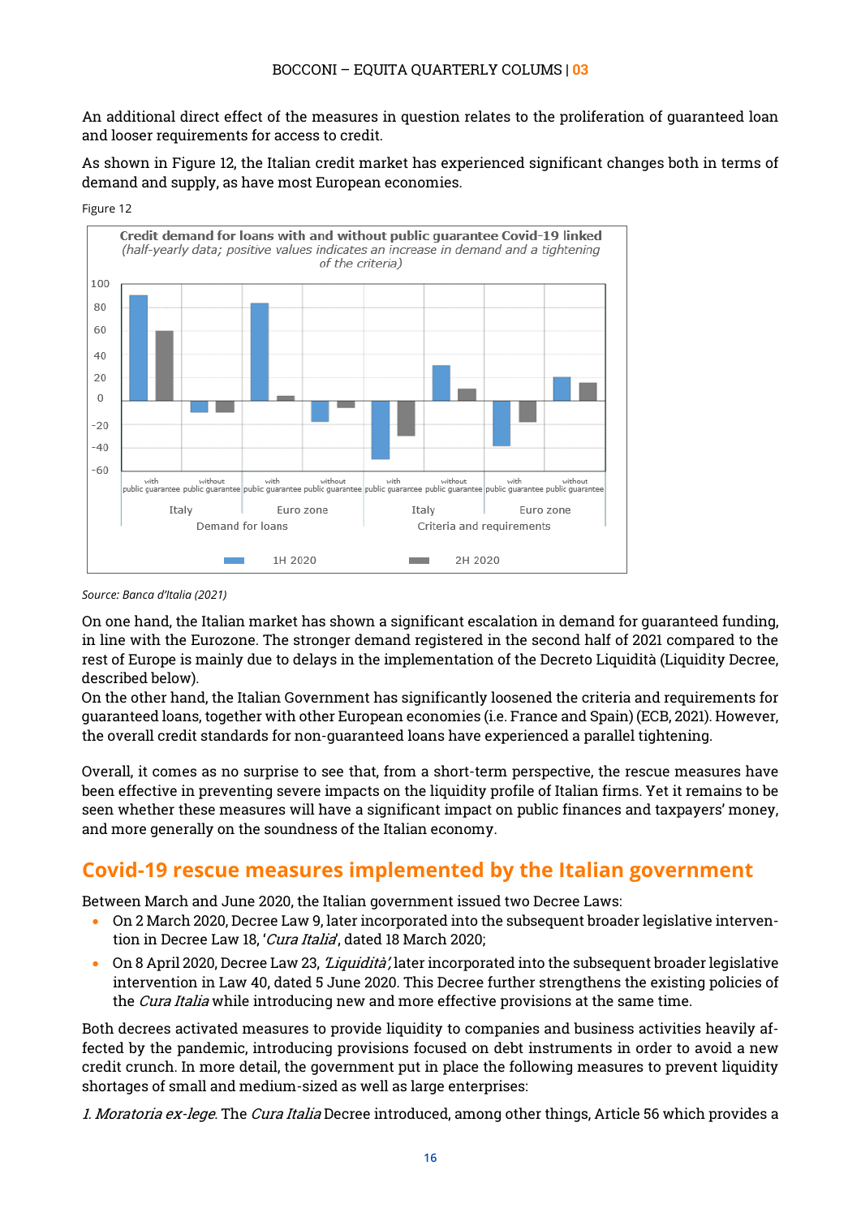An additional direct effect of the measures in question relates to the proliferation of guaranteed loan and looser requirements for access to credit.

As shown in Figure 12, the Italian credit market has experienced significant changes both in terms of demand and supply, as have most European economies.

Figure 12

Source: Banca d'Italia (2021)

On one hand, the Italian market has shown a significant escalation in demand for guaranteed funding, in line with the Eurozone. The stronger demand registered in the second half of 2021 compared to the rest of Europe is mainly due to delays in the implementation of the Decreto Liquidità (Liquidity Decree, described below).

On the other hand, the Italian Government has significantly loosened the criteria and requirements for guaranteed loans, together with other European economies (i.e. France and Spain) (ECB, 2021). However, the overall credit standards for non-guaranteed loans have experienced a parallel tightening.

Overall, it comes as no surprise to see that, from a short-term perspective, the rescue measures have been effective in preventing severe impacts on the liquidity profile of Italian firms. Yet it remains to be seen whether these measures will have a significant impact on public finances and taxpayers' money, and more generally on the soundness of the Italian economy.

## Covid-19 rescue measures implemented by the Italian government

Between March and June 2020, the Italian government issued two Decree Laws:

- On 2 March 2020, Decree Law 9, later incorporated into the subsequent broader legislative intervention in Decree Law 18, '*Cura Italia*', dated 18 March 2020;
- On 8 April 2020, Decree Law 23, *'Liquidità'*, later incorporated into the subsequent broader legislative intervention in Law 40, dated 5 June 2020. This Decree further strengthens the existing policies of the *Cura Italia* while introducing new and more effective provisions at the same time.

Both decrees activated measures to provide liquidity to companies and business activities heavily affected by the pandemic, introducing provisions focused on debt instruments in order to avoid a new credit crunch. In more detail, the government put in place the following measures to prevent liquidity shortages of small and medium-sized as well as large enterprises:

*1. Moratoria ex-lege*. The *Cura Italia* Decree introduced, among other things, Article 56 which provides a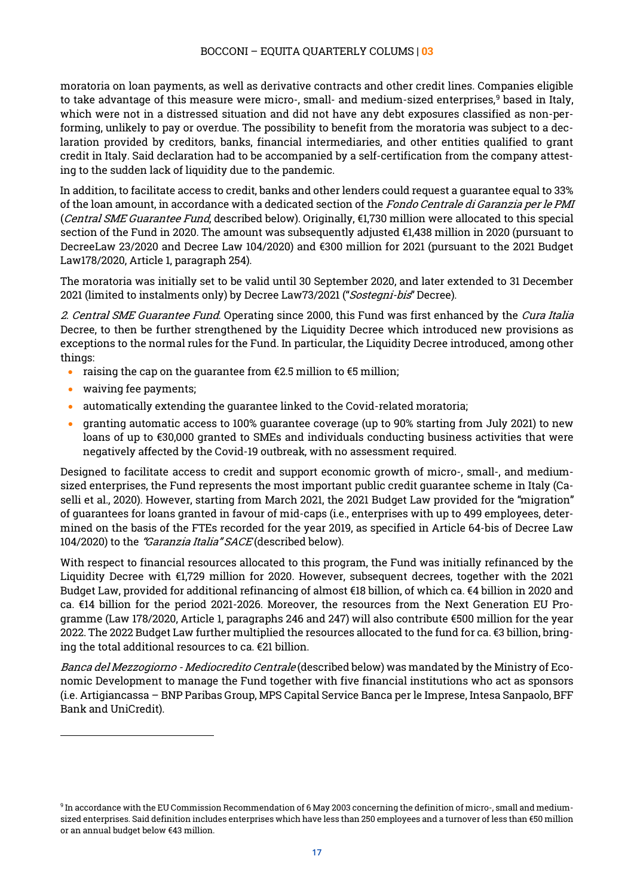moratoria on loan payments, as well as derivative contracts and other credit lines. Companies eligible to take advantage of this measure were micro-, small- and medium-sized enterprises,[9] based in Italy, which were not in a distressed situation and did not have any debt exposures classified as non-performing, unlikely to pay or overdue. The possibility to benefit from the moratoria was subject to a declaration provided by creditors, banks, financial intermediaries, and other entities qualified to grant credit in Italy. Said declaration had to be accompanied by a self-certification from the company attesting to the sudden lack of liquidity due to the pandemic.

In addition, to facilitate access to credit, banks and other lenders could request a guarantee equal to 33% of the loan amount, in accordance with a dedicated section of the *Fondo Centrale di Garanzia per le PMI* (*Central SME Guarantee Fund*, described below). Originally, €1,730 million were allocated to this special section of the Fund in 2020. The amount was subsequently adjusted €1,438 million in 2020 (pursuant to DecreeLaw 23/2020 and Decree Law 104/2020) and €300 million for 2021 (pursuant to the 2021 Budget Law178/2020, Article 1, paragraph 254).

The moratoria was initially set to be valid until 30 September 2020, and later extended to 31 December 2021 (limited to instalments only) by Decree Law73/2021 ("*Sostegni-bis*" Decree).

*2. Central SME Guarantee Fund*. Operating since 2000, this Fund was first enhanced by the *Cura Italia* Decree, to then be further strengthened by the Liquidity Decree which introduced new provisions as exceptions to the normal rules for the Fund. In particular, the Liquidity Decree introduced, among other things:

- raising the cap on the guarantee from €2.5 million to €5 million;
- waiving fee payments;
- automatically extending the guarantee linked to the Covid-related moratoria;
- granting automatic access to 100% guarantee coverage (up to 90% starting from July 2021) to new loans of up to €30,000 granted to SMEs and individuals conducting business activities that were negatively affected by the Covid-19 outbreak, with no assessment required.

Designed to facilitate access to credit and support economic growth of micro-, small-, and medium-sized enterprises, the Fund represents the most important public credit guarantee scheme in Italy (Caselli et al., 2020). However, starting from March 2021, the 2021 Budget Law provided for the "migration" of guarantees for loans granted in favour of mid-caps (i.e., enterprises with up to 499 employees, determined on the basis of the FTEs recorded for the year 2019, as specified in Article 64-bis of Decree Law 104/2020) to the *"Garanzia Italia" SACE* (described below).

With respect to financial resources allocated to this program, the Fund was initially refinanced by the Liquidity Decree with €1,729 million for 2020. However, subsequent decrees, together with the 2021 Budget Law, provided for additional refinancing of almost €18 billion, of which ca. €4 billion in 2020 and ca. €14 billion for the period 2021-2026. Moreover, the resources from the Next Generation EU Programme (Law 178/2020, Article 1, paragraphs 246 and 247) will also contribute €500 million for the year 2022. The 2022 Budget Law further multiplied the resources allocated to the fund for ca. €3 billion, bringing the total additional resources to ca. €21 billion.

*Banca del Mezzogiorno - Mediocredito Centrale* (described below) was mandated by the Ministry of Economic Development to manage the Fund together with five financial institutions who act as sponsors (i.e. Artigiancassa – BNP Paribas Group, MPS Capital Service Banca per le Imprese, Intesa Sanpaolo, BFF Bank and UniCredit).

---

[9] In accordance with the EU Commission Recommendation of 6 May 2003 concerning the definition of micro-, small and medium-sized enterprises. Said definition includes enterprises which have less than 250 employees and a turnover of less than €50 million or an annual budget below €43 million.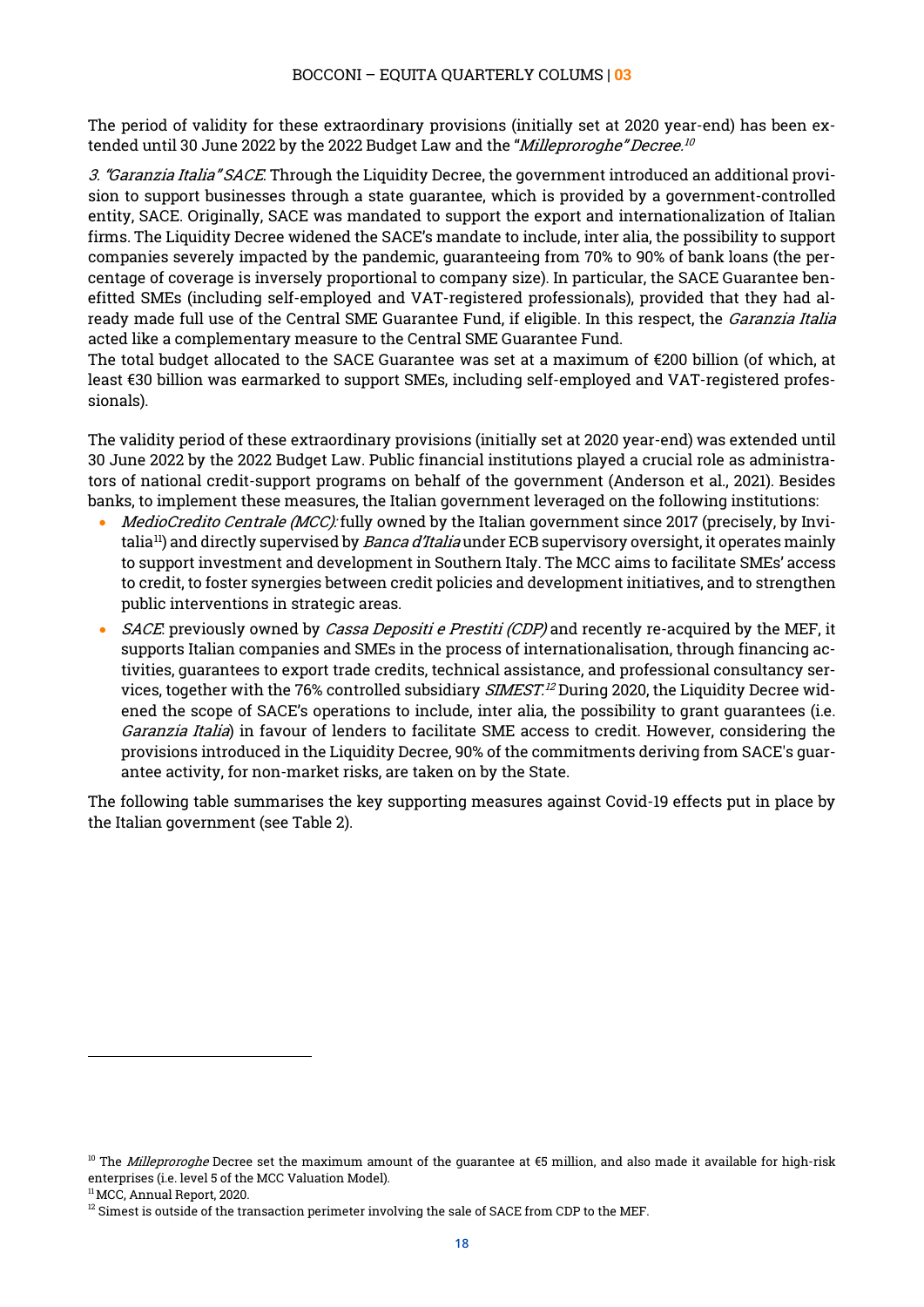The period of validity for these extraordinary provisions (initially set at 2020 year-end) has been extended until 30 June 2022 by the 2022 Budget Law and the "*Milleproroghe" Decree*.[10]

*3. "Garanzia Italia" SACE*: Through the Liquidity Decree, the government introduced an additional provision to support businesses through a state guarantee, which is provided by a government-controlled entity, SACE. Originally, SACE was mandated to support the export and internationalization of Italian firms. The Liquidity Decree widened the SACE's mandate to include, inter alia, the possibility to support companies severely impacted by the pandemic, guaranteeing from 70% to 90% of bank loans (the percentage of coverage is inversely proportional to company size). In particular, the SACE Guarantee benefitted SMEs (including self-employed and VAT-registered professionals), provided that they had already made full use of the Central SME Guarantee Fund, if eligible. In this respect, the *Garanzia Italia* acted like a complementary measure to the Central SME Guarantee Fund.
The total budget allocated to the SACE Guarantee was set at a maximum of €200 billion (of which, at least €30 billion was earmarked to support SMEs, including self-employed and VAT-registered professionals).

The validity period of these extraordinary provisions (initially set at 2020 year-end) was extended until 30 June 2022 by the 2022 Budget Law. Public financial institutions played a crucial role as administrators of national credit-support programs on behalf of the government (Anderson et al., 2021). Besides banks, to implement these measures, the Italian government leveraged on the following institutions:

- *MedioCredito Centrale (MCC):* fully owned by the Italian government since 2017 (precisely, by Invitalia[11]) and directly supervised by *Banca d'Italia* under ECB supervisory oversight, it operates mainly to support investment and development in Southern Italy. The MCC aims to facilitate SMEs' access to credit, to foster synergies between credit policies and development initiatives, and to strengthen public interventions in strategic areas.
- *SACE*: previously owned by *Cassa Depositi e Prestiti (CDP)* and recently re-acquired by the MEF, it supports Italian companies and SMEs in the process of internationalisation, through financing activities, guarantees to export trade credits, technical assistance, and professional consultancy services, together with the 76% controlled subsidiary *SIMEST*.[12] During 2020, the Liquidity Decree widened the scope of SACE's operations to include, inter alia, the possibility to grant guarantees (i.e. *Garanzia Italia*) in favour of lenders to facilitate SME access to credit. However, considering the provisions introduced in the Liquidity Decree, 90% of the commitments deriving from SACE's guarantee activity, for non-market risks, are taken on by the State.

The following table summarises the key supporting measures against Covid-19 effects put in place by the Italian government (see Table 2).

---

[10] The *Milleproroghe* Decree set the maximum amount of the guarantee at €5 million, and also made it available for high-risk enterprises (i.e. level 5 of the MCC Valuation Model).

[11] MCC, Annual Report, 2020.

[12] Simest is outside of the transaction perimeter involving the sale of SACE from CDP to the MEF.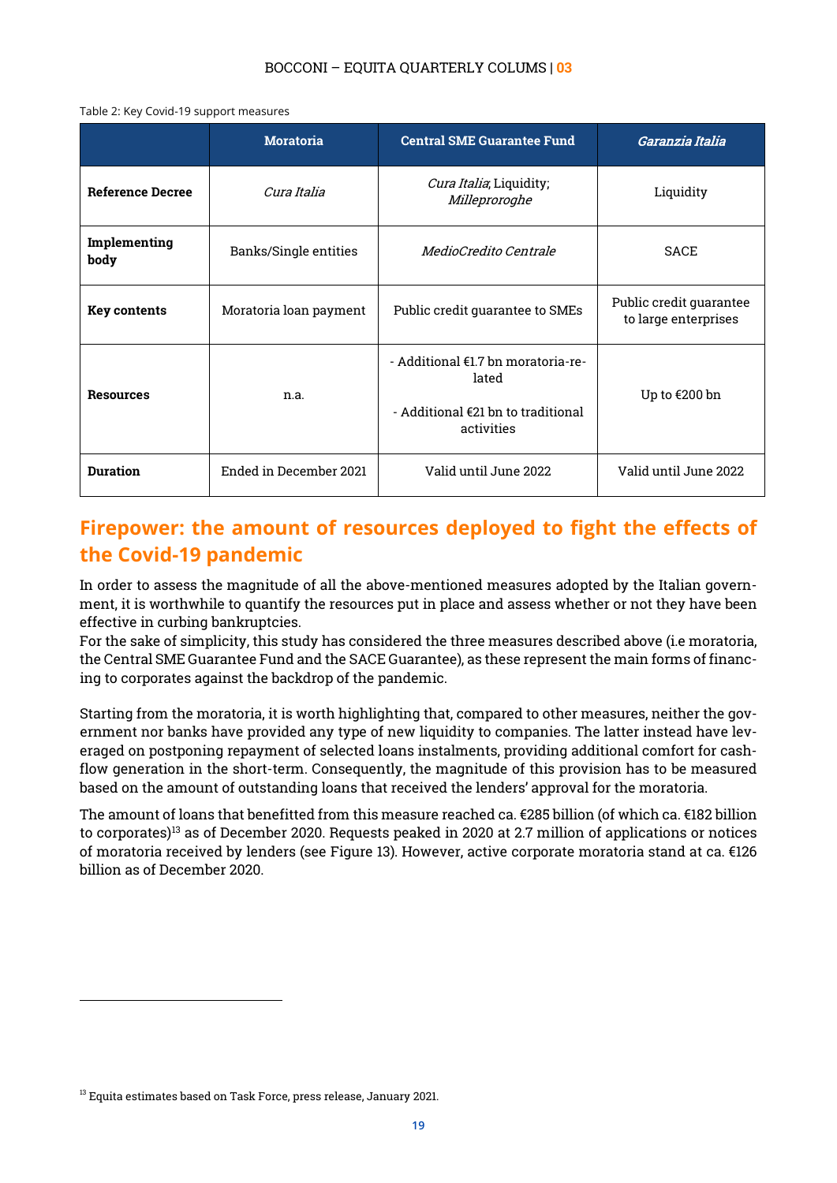Table 2: Key Covid-19 support measures

| | Moratoria | Central SME Guarantee Fund | *Garanzia Italia* |
|---|---|---|---|
| **Reference Decree** | *Cura Italia* | *Cura Italia*; Liquidity; *Milleproroghe* | Liquidity |
| **Implementing body** | Banks/Single entities | *MedioCredito Centrale* | SACE |
| **Key contents** | Moratoria loan payment | Public credit guarantee to SMEs | Public credit guarantee to large enterprises |
| **Resources** | n.a. | - Additional €1.7 bn moratoria-related<br>- Additional €21 bn to traditional activities | Up to €200 bn |
| **Duration** | Ended in December 2021 | Valid until June 2022 | Valid until June 2022 |

## Firepower: the amount of resources deployed to fight the effects of the Covid-19 pandemic

In order to assess the magnitude of all the above-mentioned measures adopted by the Italian government, it is worthwhile to quantify the resources put in place and assess whether or not they have been effective in curbing bankruptcies.
For the sake of simplicity, this study has considered the three measures described above (i.e moratoria, the Central SME Guarantee Fund and the SACE Guarantee), as these represent the main forms of financing to corporates against the backdrop of the pandemic.

Starting from the moratoria, it is worth highlighting that, compared to other measures, neither the government nor banks have provided any type of new liquidity to companies. The latter instead have leveraged on postponing repayment of selected loans instalments, providing additional comfort for cash-flow generation in the short-term. Consequently, the magnitude of this provision has to be measured based on the amount of outstanding loans that received the lenders' approval for the moratoria.

The amount of loans that benefitted from this measure reached ca. €285 billion (of which ca. €182 billion to corporates)[13] as of December 2020. Requests peaked in 2020 at 2.7 million of applications or notices of moratoria received by lenders (see Figure 13). However, active corporate moratoria stand at ca. €126 billion as of December 2020.

[13] Equita estimates based on Task Force, press release, January 2021.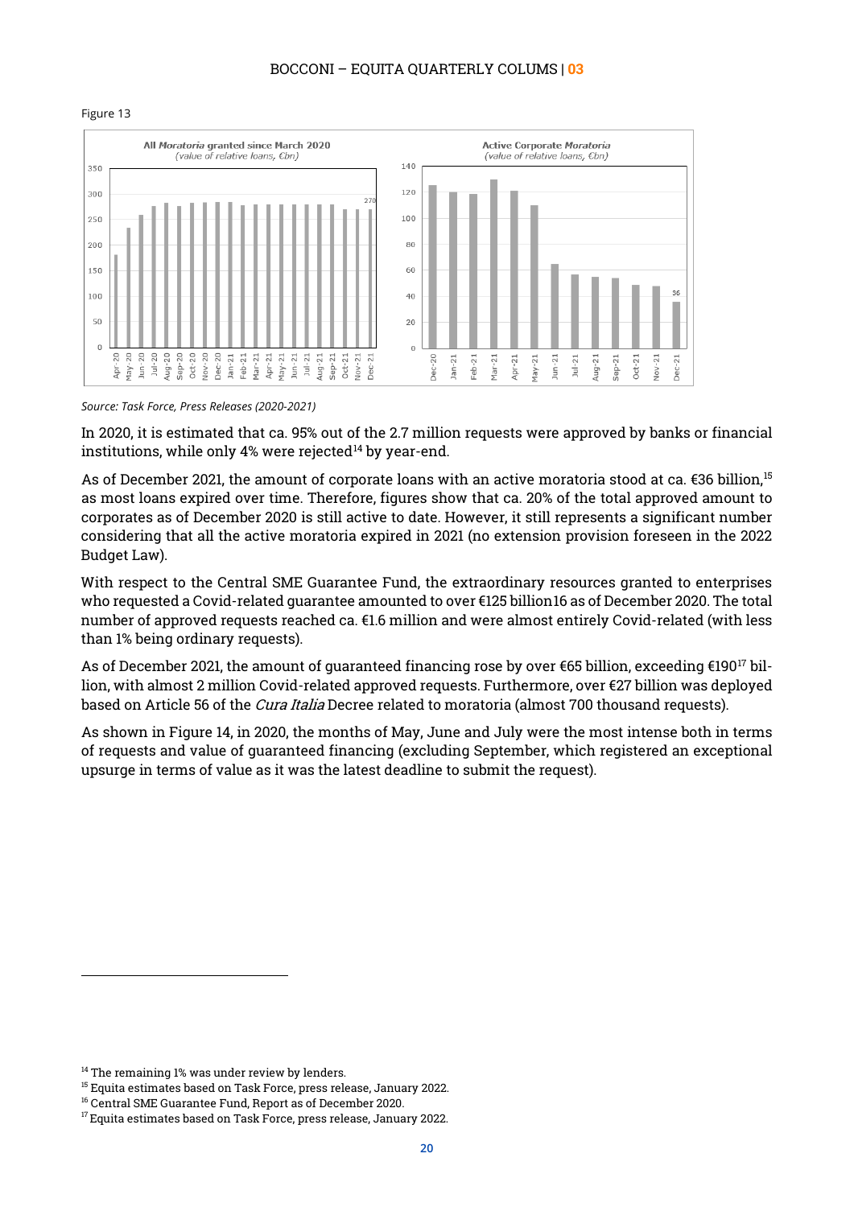Figure 13

Source: Task Force, Press Releases (2020-2021)

In 2020, it is estimated that ca. 95% out of the 2.7 million requests were approved by banks or financial institutions, while only 4% were rejected[14] by year-end.

As of December 2021, the amount of corporate loans with an active moratoria stood at ca. €36 billion,[15] as most loans expired over time. Therefore, figures show that ca. 20% of the total approved amount to corporates as of December 2020 is still active to date. However, it still represents a significant number considering that all the active moratoria expired in 2021 (no extension provision foreseen in the 2022 Budget Law).

With respect to the Central SME Guarantee Fund, the extraordinary resources granted to enterprises who requested a Covid-related guarantee amounted to over €125 billion16 as of December 2020. The total number of approved requests reached ca. €1.6 million and were almost entirely Covid-related (with less than 1% being ordinary requests).

As of December 2021, the amount of guaranteed financing rose by over €65 billion, exceeding €190[17] billion, with almost 2 million Covid-related approved requests. Furthermore, over €27 billion was deployed based on Article 56 of the *Cura Italia* Decree related to moratoria (almost 700 thousand requests).

As shown in Figure 14, in 2020, the months of May, June and July were the most intense both in terms of requests and value of guaranteed financing (excluding September, which registered an exceptional upsurge in terms of value as it was the latest deadline to submit the request).

[14] The remaining 1% was under review by lenders.

[15] Equita estimates based on Task Force, press release, January 2022.

[16] Central SME Guarantee Fund, Report as of December 2020.

[17] Equita estimates based on Task Force, press release, January 2022.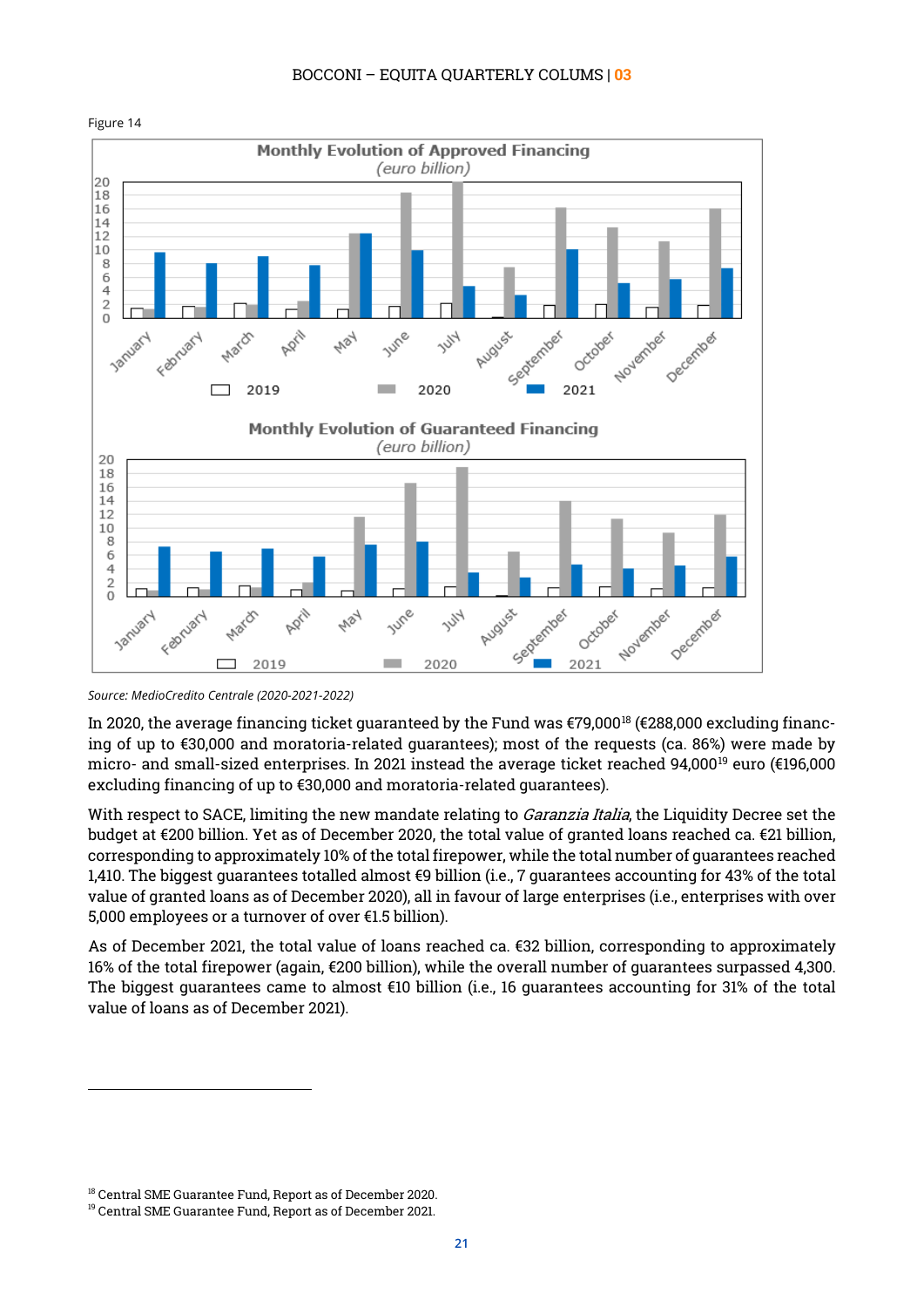Figure 14

Source: MedioCredito Centrale (2020-2021-2022)

In 2020, the average financing ticket guaranteed by the Fund was €79,000[18] (€288,000 excluding financing of up to €30,000 and moratoria-related guarantees); most of the requests (ca. 86%) were made by micro- and small-sized enterprises. In 2021 instead the average ticket reached 94,000[19] euro (€196,000 excluding financing of up to €30,000 and moratoria-related guarantees).

With respect to SACE, limiting the new mandate relating to *Garanzia Italia*, the Liquidity Decree set the budget at €200 billion. Yet as of December 2020, the total value of granted loans reached ca. €21 billion, corresponding to approximately 10% of the total firepower, while the total number of guarantees reached 1,410. The biggest guarantees totalled almost €9 billion (i.e., 7 guarantees accounting for 43% of the total value of granted loans as of December 2020), all in favour of large enterprises (i.e., enterprises with over 5,000 employees or a turnover of over €1.5 billion).

As of December 2021, the total value of loans reached ca. €32 billion, corresponding to approximately 16% of the total firepower (again, €200 billion), while the overall number of guarantees surpassed 4,300. The biggest guarantees came to almost €10 billion (i.e., 16 guarantees accounting for 31% of the total value of loans as of December 2021).

[18] Central SME Guarantee Fund, Report as of December 2020.

[19] Central SME Guarantee Fund, Report as of December 2021.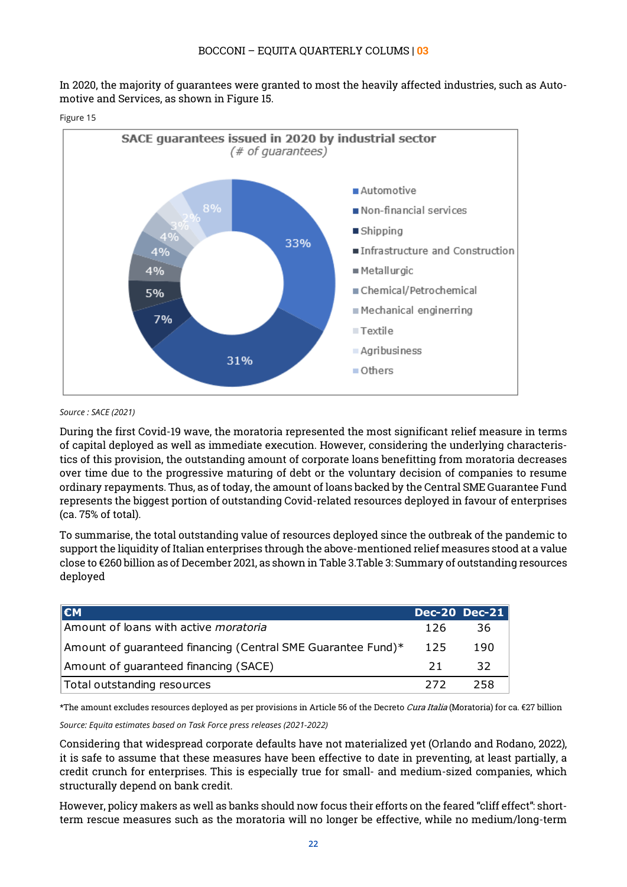In 2020, the majority of guarantees were granted to most the heavily affected industries, such as Automotive and Services, as shown in Figure 15.

Figure 15

Source : SACE (2021)

During the first Covid-19 wave, the moratoria represented the most significant relief measure in terms of capital deployed as well as immediate execution. However, considering the underlying characteristics of this provision, the outstanding amount of corporate loans benefitting from moratoria decreases over time due to the progressive maturing of debt or the voluntary decision of companies to resume ordinary repayments. Thus, as of today, the amount of loans backed by the Central SME Guarantee Fund represents the biggest portion of outstanding Covid-related resources deployed in favour of enterprises (ca. 75% of total).

To summarise, the total outstanding value of resources deployed since the outbreak of the pandemic to support the liquidity of Italian enterprises through the above-mentioned relief measures stood at a value close to €260 billion as of December 2021, as shown in Table 3.Table 3: Summary of outstanding resources deployed

| €M | Dec-20 | Dec-21 |
|---|---|---|
| Amount of loans with active *moratoria* | 126 | 36 |
| Amount of guaranteed financing (Central SME Guarantee Fund)* | 125 | 190 |
| Amount of guaranteed financing (SACE) | 21 | 32 |
| Total outstanding resources | 272 | 258 |

*The amount excludes resources deployed as per provisions in Article 56 of the Decreto *Cura Italia* (Moratoria) for ca. €27 billion

*Source: Equita estimates based on Task Force press releases (2021-2022)*

Considering that widespread corporate defaults have not materialized yet (Orlando and Rodano, 2022), it is safe to assume that these measures have been effective to date in preventing, at least partially, a credit crunch for enterprises. This is especially true for small- and medium-sized companies, which structurally depend on bank credit.

However, policy makers as well as banks should now focus their efforts on the feared "cliff effect": short-term rescue measures such as the moratoria will no longer be effective, while no medium/long-term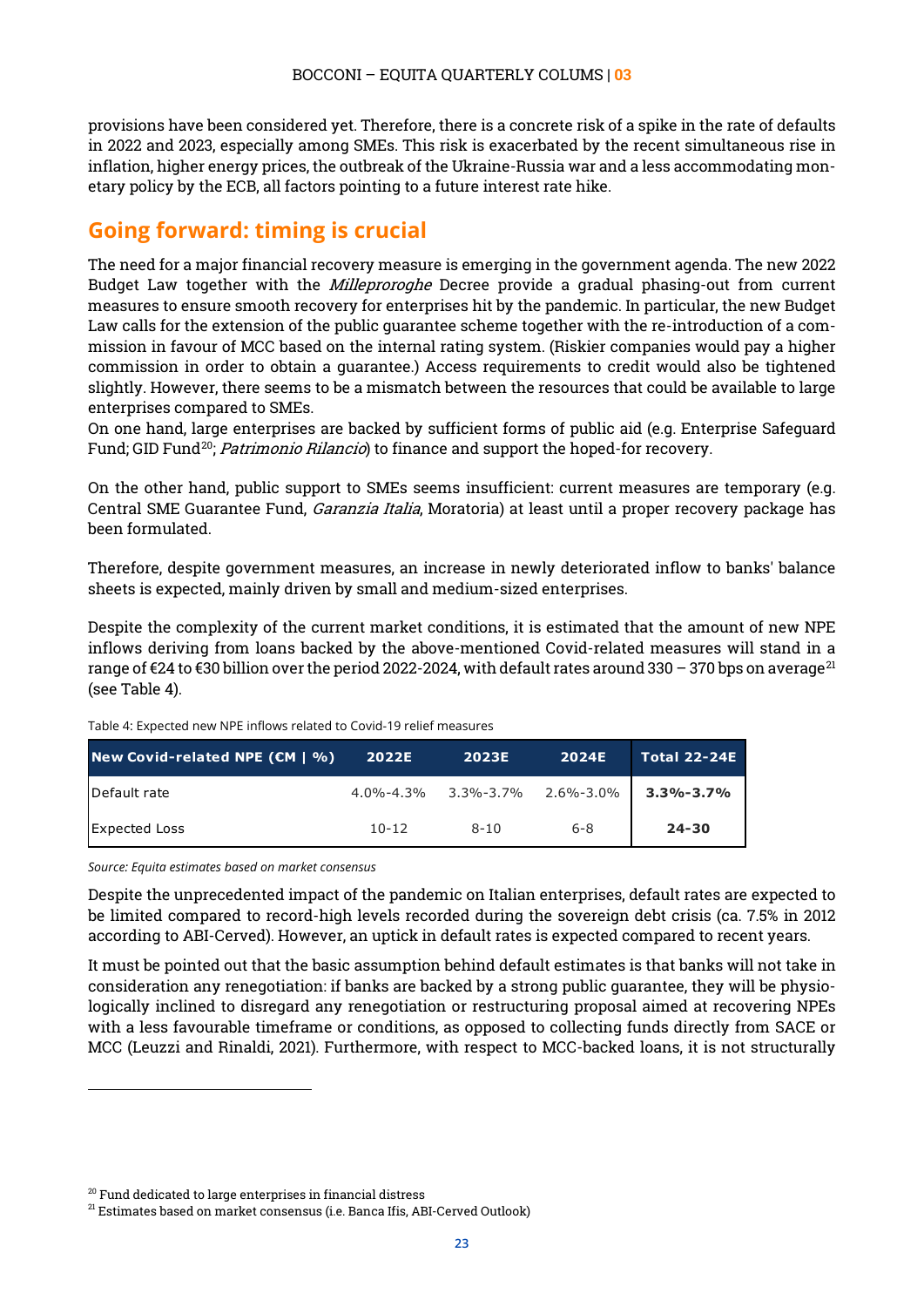provisions have been considered yet. Therefore, there is a concrete risk of a spike in the rate of defaults in 2022 and 2023, especially among SMEs. This risk is exacerbated by the recent simultaneous rise in inflation, higher energy prices, the outbreak of the Ukraine-Russia war and a less accommodating monetary policy by the ECB, all factors pointing to a future interest rate hike.

## Going forward: timing is crucial

The need for a major financial recovery measure is emerging in the government agenda. The new 2022 Budget Law together with the *Milleproroghe* Decree provide a gradual phasing-out from current measures to ensure smooth recovery for enterprises hit by the pandemic. In particular, the new Budget Law calls for the extension of the public guarantee scheme together with the re-introduction of a commission in favour of MCC based on the internal rating system. (Riskier companies would pay a higher commission in order to obtain a guarantee.) Access requirements to credit would also be tightened slightly. However, there seems to be a mismatch between the resources that could be available to large enterprises compared to SMEs.
On one hand, large enterprises are backed by sufficient forms of public aid (e.g. Enterprise Safeguard Fund; GID Fund[20]; *Patrimonio Rilancio*) to finance and support the hoped-for recovery.

On the other hand, public support to SMEs seems insufficient: current measures are temporary (e.g. Central SME Guarantee Fund, *Garanzia Italia*, Moratoria) at least until a proper recovery package has been formulated.

Therefore, despite government measures, an increase in newly deteriorated inflow to banks' balance sheets is expected, mainly driven by small and medium-sized enterprises.

Despite the complexity of the current market conditions, it is estimated that the amount of new NPE inflows deriving from loans backed by the above-mentioned Covid-related measures will stand in a range of €24 to €30 billion over the period 2022-2024, with default rates around 330 – 370 bps on average[21] (see Table 4).

Table 4: Expected new NPE inflows related to Covid-19 relief measures

| New Covid-related NPE (€M \| %) | 2022E | 2023E | 2024E | Total 22-24E |
|---|---|---|---|---|
| Default rate | 4.0%-4.3% | 3.3%-3.7% | 2.6%-3.0% | **3.3%-3.7%** |
| Expected Loss | 10-12 | 8-10 | 6-8 | **24-30** |

*Source: Equita estimates based on market consensus*

Despite the unprecedented impact of the pandemic on Italian enterprises, default rates are expected to be limited compared to record-high levels recorded during the sovereign debt crisis (ca. 7.5% in 2012 according to ABI-Cerved). However, an uptick in default rates is expected compared to recent years.

It must be pointed out that the basic assumption behind default estimates is that banks will not take in consideration any renegotiation: if banks are backed by a strong public guarantee, they will be physiologically inclined to disregard any renegotiation or restructuring proposal aimed at recovering NPEs with a less favourable timeframe or conditions, as opposed to collecting funds directly from SACE or MCC (Leuzzi and Rinaldi, 2021). Furthermore, with respect to MCC-backed loans, it is not structurally

[20] Fund dedicated to large enterprises in financial distress
[21] Estimates based on market consensus (i.e. Banca Ifis, ABI-Cerved Outlook)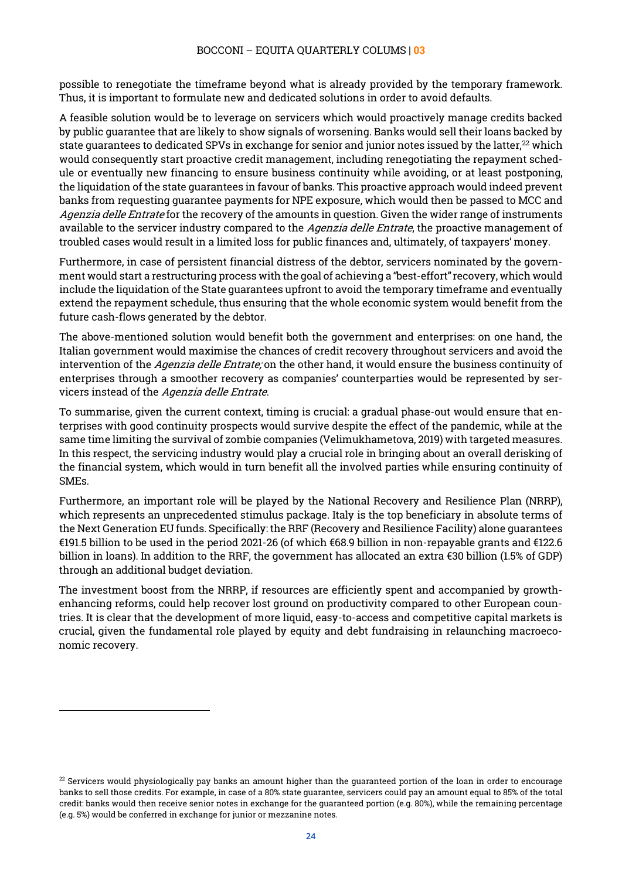possible to renegotiate the timeframe beyond what is already provided by the temporary framework. Thus, it is important to formulate new and dedicated solutions in order to avoid defaults.

A feasible solution would be to leverage on servicers which would proactively manage credits backed by public guarantee that are likely to show signals of worsening. Banks would sell their loans backed by state guarantees to dedicated SPVs in exchange for senior and junior notes issued by the latter,[22] which would consequently start proactive credit management, including renegotiating the repayment schedule or eventually new financing to ensure business continuity while avoiding, or at least postponing, the liquidation of the state guarantees in favour of banks. This proactive approach would indeed prevent banks from requesting guarantee payments for NPE exposure, which would then be passed to MCC and *Agenzia delle Entrate* for the recovery of the amounts in question. Given the wider range of instruments available to the servicer industry compared to the *Agenzia delle Entrate*, the proactive management of troubled cases would result in a limited loss for public finances and, ultimately, of taxpayers' money.

Furthermore, in case of persistent financial distress of the debtor, servicers nominated by the government would start a restructuring process with the goal of achieving a "best-effort" recovery, which would include the liquidation of the State guarantees upfront to avoid the temporary timeframe and eventually extend the repayment schedule, thus ensuring that the whole economic system would benefit from the future cash-flows generated by the debtor.

The above-mentioned solution would benefit both the government and enterprises: on one hand, the Italian government would maximise the chances of credit recovery throughout servicers and avoid the intervention of the *Agenzia delle Entrate;* on the other hand, it would ensure the business continuity of enterprises through a smoother recovery as companies' counterparties would be represented by servicers instead of the *Agenzia delle Entrate*.

To summarise, given the current context, timing is crucial: a gradual phase-out would ensure that enterprises with good continuity prospects would survive despite the effect of the pandemic, while at the same time limiting the survival of zombie companies (Velimukhametova, 2019) with targeted measures. In this respect, the servicing industry would play a crucial role in bringing about an overall derisking of the financial system, which would in turn benefit all the involved parties while ensuring continuity of SMEs.

Furthermore, an important role will be played by the National Recovery and Resilience Plan (NRRP), which represents an unprecedented stimulus package. Italy is the top beneficiary in absolute terms of the Next Generation EU funds. Specifically: the RRF (Recovery and Resilience Facility) alone guarantees €191.5 billion to be used in the period 2021-26 (of which €68.9 billion in non-repayable grants and €122.6 billion in loans). In addition to the RRF, the government has allocated an extra €30 billion (1.5% of GDP) through an additional budget deviation.

The investment boost from the NRRP, if resources are efficiently spent and accompanied by growth-enhancing reforms, could help recover lost ground on productivity compared to other European countries. It is clear that the development of more liquid, easy-to-access and competitive capital markets is crucial, given the fundamental role played by equity and debt fundraising in relaunching macroeconomic recovery.

---

[22] Servicers would physiologically pay banks an amount higher than the guaranteed portion of the loan in order to encourage banks to sell those credits. For example, in case of a 80% state guarantee, servicers could pay an amount equal to 85% of the total credit: banks would then receive senior notes in exchange for the guaranteed portion (e.g. 80%), while the remaining percentage (e.g. 5%) would be conferred in exchange for junior or mezzanine notes.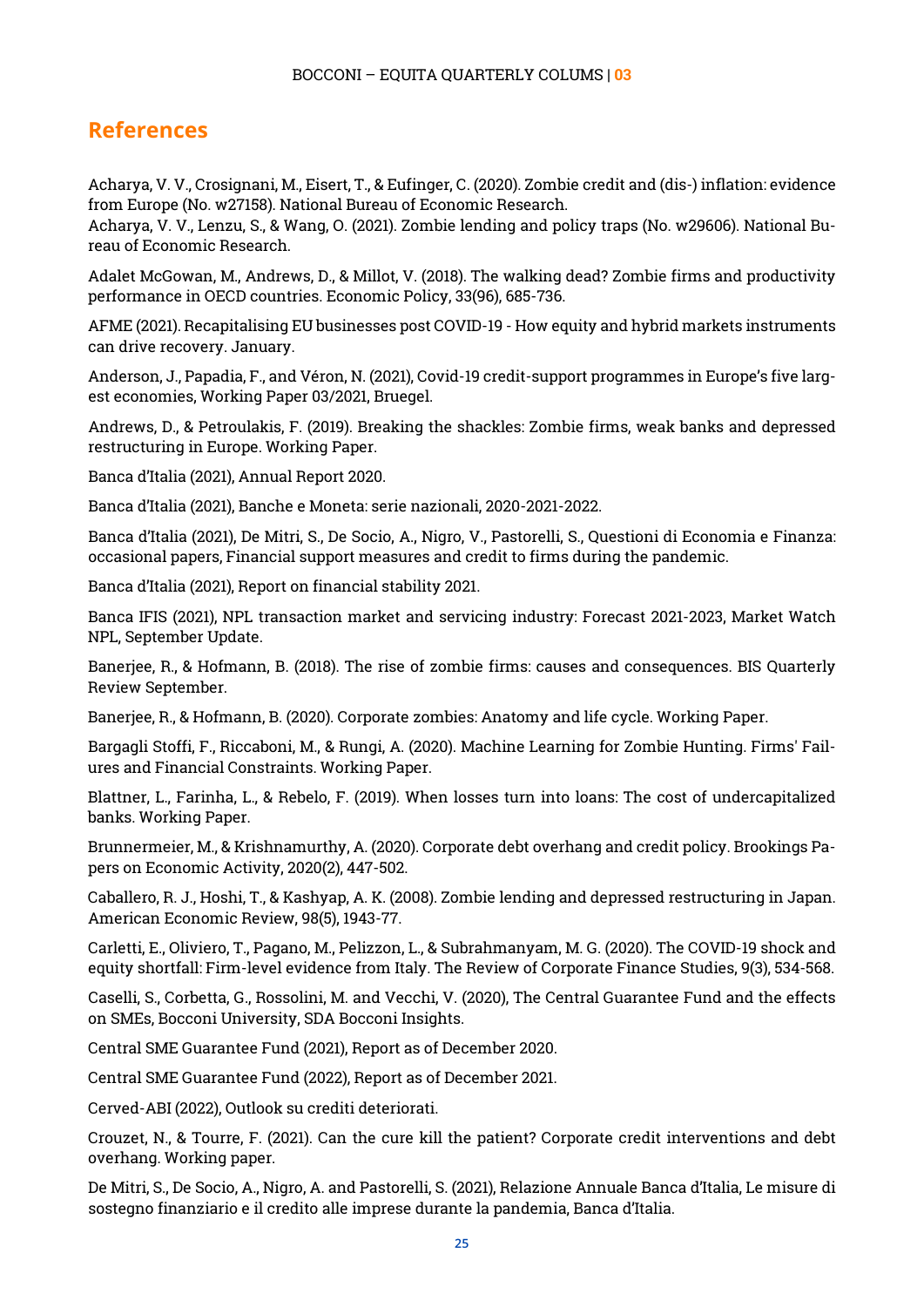## References

Acharya, V. V., Crosignani, M., Eisert, T., & Eufinger, C. (2020). Zombie credit and (dis-) inflation: evidence from Europe (No. w27158). National Bureau of Economic Research.

Acharya, V. V., Lenzu, S., & Wang, O. (2021). Zombie lending and policy traps (No. w29606). National Bureau of Economic Research.

Adalet McGowan, M., Andrews, D., & Millot, V. (2018). The walking dead? Zombie firms and productivity performance in OECD countries. Economic Policy, 33(96), 685-736.

AFME (2021). Recapitalising EU businesses post COVID-19 - How equity and hybrid markets instruments can drive recovery. January.

Anderson, J., Papadia, F., and Véron, N. (2021), Covid-19 credit-support programmes in Europe's five largest economies, Working Paper 03/2021, Bruegel.

Andrews, D., & Petroulakis, F. (2019). Breaking the shackles: Zombie firms, weak banks and depressed restructuring in Europe. Working Paper.

Banca d'Italia (2021), Annual Report 2020.

Banca d'Italia (2021), Banche e Moneta: serie nazionali, 2020-2021-2022.

Banca d'Italia (2021), De Mitri, S., De Socio, A., Nigro, V., Pastorelli, S., Questioni di Economia e Finanza: occasional papers, Financial support measures and credit to firms during the pandemic.

Banca d'Italia (2021), Report on financial stability 2021.

Banca IFIS (2021), NPL transaction market and servicing industry: Forecast 2021-2023, Market Watch NPL, September Update.

Banerjee, R., & Hofmann, B. (2018). The rise of zombie firms: causes and consequences. BIS Quarterly Review September.

Banerjee, R., & Hofmann, B. (2020). Corporate zombies: Anatomy and life cycle. Working Paper.

Bargagli Stoffi, F., Riccaboni, M., & Rungi, A. (2020). Machine Learning for Zombie Hunting. Firms' Failures and Financial Constraints. Working Paper.

Blattner, L., Farinha, L., & Rebelo, F. (2019). When losses turn into loans: The cost of undercapitalized banks. Working Paper.

Brunnermeier, M., & Krishnamurthy, A. (2020). Corporate debt overhang and credit policy. Brookings Papers on Economic Activity, 2020(2), 447-502.

Caballero, R. J., Hoshi, T., & Kashyap, A. K. (2008). Zombie lending and depressed restructuring in Japan. American Economic Review, 98(5), 1943-77.

Carletti, E., Oliviero, T., Pagano, M., Pelizzon, L., & Subrahmanyam, M. G. (2020). The COVID-19 shock and equity shortfall: Firm-level evidence from Italy. The Review of Corporate Finance Studies, 9(3), 534-568.

Caselli, S., Corbetta, G., Rossolini, M. and Vecchi, V. (2020), The Central Guarantee Fund and the effects on SMEs, Bocconi University, SDA Bocconi Insights.

Central SME Guarantee Fund (2021), Report as of December 2020.

Central SME Guarantee Fund (2022), Report as of December 2021.

Cerved-ABI (2022), Outlook su crediti deteriorati.

Crouzet, N., & Tourre, F. (2021). Can the cure kill the patient? Corporate credit interventions and debt overhang. Working paper.

De Mitri, S., De Socio, A., Nigro, A. and Pastorelli, S. (2021), Relazione Annuale Banca d'Italia, Le misure di sostegno finanziario e il credito alle imprese durante la pandemia, Banca d'Italia.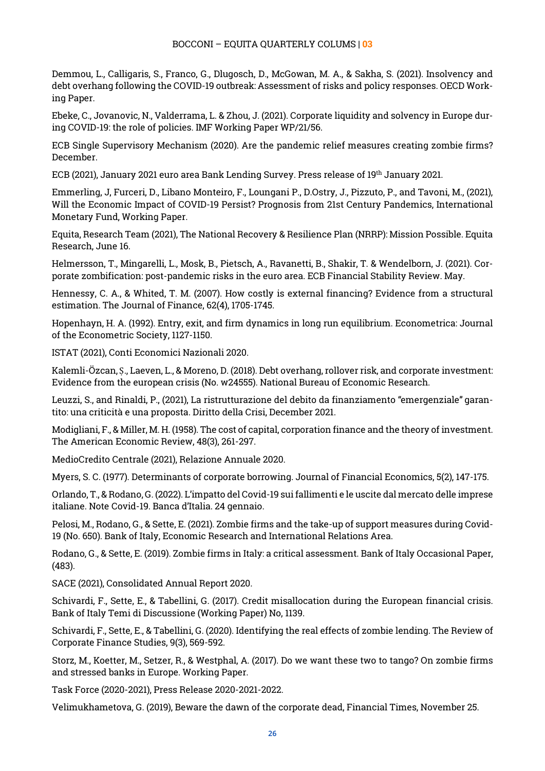Demmou, L., Calligaris, S., Franco, G., Dlugosch, D., McGowan, M. A., & Sakha, S. (2021). Insolvency and debt overhang following the COVID-19 outbreak: Assessment of risks and policy responses. OECD Working Paper.

Ebeke, C., Jovanovic, N., Valderrama, L. & Zhou, J. (2021). Corporate liquidity and solvency in Europe during COVID-19: the role of policies. IMF Working Paper WP/21/56.

ECB Single Supervisory Mechanism (2020). Are the pandemic relief measures creating zombie firms? December.

ECB (2021), January 2021 euro area Bank Lending Survey. Press release of 19th January 2021.

Emmerling, J, Furceri, D., Libano Monteiro, F., Loungani P., D.Ostry, J., Pizzuto, P., and Tavoni, M., (2021), Will the Economic Impact of COVID-19 Persist? Prognosis from 21st Century Pandemics, International Monetary Fund, Working Paper.

Equita, Research Team (2021), The National Recovery & Resilience Plan (NRRP): Mission Possible. Equita Research, June 16.

Helmersson, T., Mingarelli, L., Mosk, B., Pietsch, A., Ravanetti, B., Shakir, T. & Wendelborn, J. (2021). Corporate zombification: post-pandemic risks in the euro area. ECB Financial Stability Review. May.

Hennessy, C. A., & Whited, T. M. (2007). How costly is external financing? Evidence from a structural estimation. The Journal of Finance, 62(4), 1705-1745.

Hopenhayn, H. A. (1992). Entry, exit, and firm dynamics in long run equilibrium. Econometrica: Journal of the Econometric Society, 1127-1150.

ISTAT (2021), Conti Economici Nazionali 2020.

Kalemli-Özcan, Ș., Laeven, L., & Moreno, D. (2018). Debt overhang, rollover risk, and corporate investment: Evidence from the european crisis (No. w24555). National Bureau of Economic Research.

Leuzzi, S., and Rinaldi, P., (2021), La ristrutturazione del debito da finanziamento "emergenziale" garantito: una criticità e una proposta. Diritto della Crisi, December 2021.

Modigliani, F., & Miller, M. H. (1958). The cost of capital, corporation finance and the theory of investment. The American Economic Review, 48(3), 261-297.

MedioCredito Centrale (2021), Relazione Annuale 2020.

Myers, S. C. (1977). Determinants of corporate borrowing. Journal of Financial Economics, 5(2), 147-175.

Orlando, T., & Rodano, G. (2022). L'impatto del Covid-19 sui fallimenti e le uscite dal mercato delle imprese italiane. Note Covid-19. Banca d'Italia. 24 gennaio.

Pelosi, M., Rodano, G., & Sette, E. (2021). Zombie firms and the take-up of support measures during Covid-19 (No. 650). Bank of Italy, Economic Research and International Relations Area.

Rodano, G., & Sette, E. (2019). Zombie firms in Italy: a critical assessment. Bank of Italy Occasional Paper, (483).

SACE (2021), Consolidated Annual Report 2020.

Schivardi, F., Sette, E., & Tabellini, G. (2017). Credit misallocation during the European financial crisis. Bank of Italy Temi di Discussione (Working Paper) No, 1139.

Schivardi, F., Sette, E., & Tabellini, G. (2020). Identifying the real effects of zombie lending. The Review of Corporate Finance Studies, 9(3), 569-592.

Storz, M., Koetter, M., Setzer, R., & Westphal, A. (2017). Do we want these two to tango? On zombie firms and stressed banks in Europe. Working Paper.

Task Force (2020-2021), Press Release 2020-2021-2022.

Velimukhametova, G. (2019), Beware the dawn of the corporate dead, Financial Times, November 25.